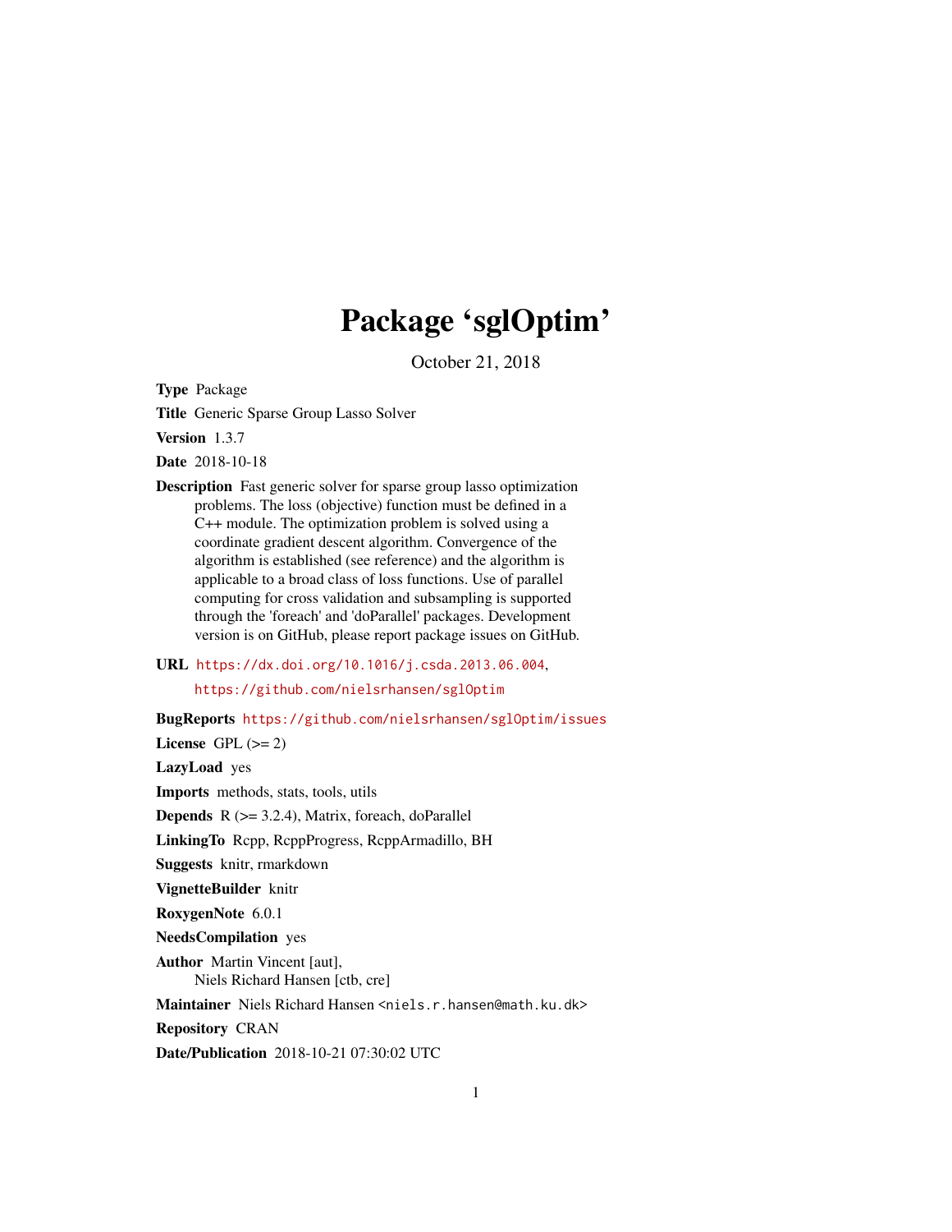# Package 'sglOptim'

October 21, 2018

**Type** Package

**Title** Generic Sparse Group Lasso Solver

**Version** 1.3.7

**Date** 2018-10-18

**Description** Fast generic solver for sparse group lasso optimization problems. The loss (objective) function must be defined in a C++ module. The optimization problem is solved using a coordinate gradient descent algorithm. Convergence of the algorithm is established (see reference) and the algorithm is applicable to a broad class of loss functions. Use of parallel computing for cross validation and subsampling is supported through the 'foreach' and 'doParallel' packages. Development version is on GitHub, please report package issues on GitHub.

**URL** https://dx.doi.org/10.1016/j.csda.2013.06.004, https://github.com/nielsrhansen/sglOptim

**BugReports** https://github.com/nielsrhansen/sglOptim/issues

**License** GPL (>= 2)

**LazyLoad** yes

**Imports** methods, stats, tools, utils

**Depends** R (>= 3.2.4), Matrix, foreach, doParallel

**LinkingTo** Rcpp, RcppProgress, RcppArmadillo, BH

**Suggests** knitr, rmarkdown

**VignetteBuilder** knitr

**RoxygenNote** 6.0.1

**NeedsCompilation** yes

**Author** Martin Vincent [aut], Niels Richard Hansen [ctb, cre]

**Maintainer** Niels Richard Hansen <niels.r.hansen@math.ku.dk>

**Repository** CRAN

**Date/Publication** 2018-10-21 07:30:02 UTC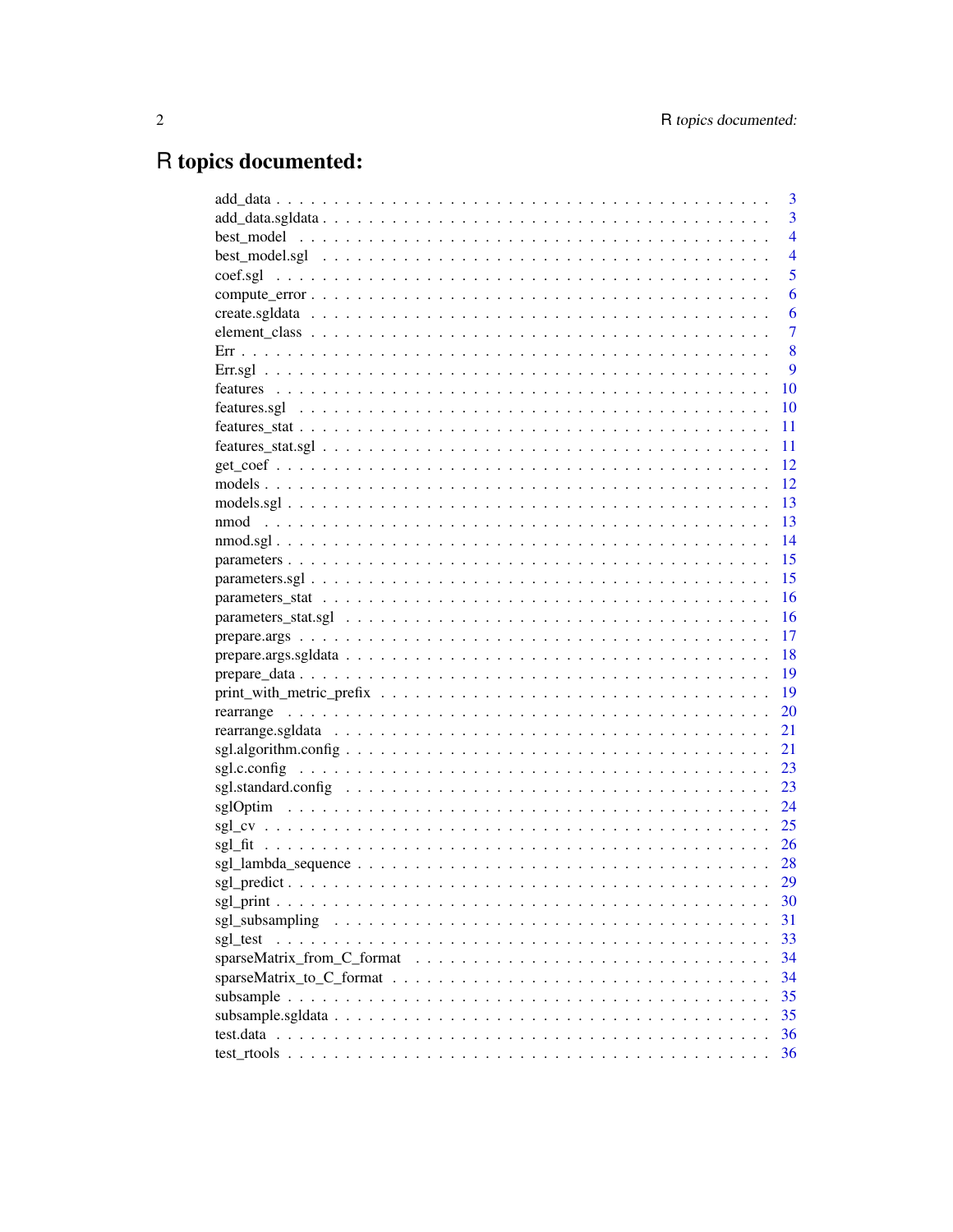# R topics documented:

| | |
|---|---|
| add_data | 3 |
| add_data.sgldata | 3 |
| best_model | 4 |
| best_model.sgl | 4 |
| coef.sgl | 5 |
| compute_error | 6 |
| create.sgldata | 6 |
| element_class | 7 |
| Err | 8 |
| Err.sgl | 9 |
| features | 10 |
| features.sgl | 10 |
| features_stat | 11 |
| features_stat.sgl | 11 |
| get_coef | 12 |
| models | 12 |
| models.sgl | 13 |
| nmod | 13 |
| nmod.sgl | 14 |
| parameters | 15 |
| parameters.sgl | 15 |
| parameters_stat | 16 |
| parameters_stat.sgl | 16 |
| prepare.args | 17 |
| prepare.args.sgldata | 18 |
| prepare_data | 19 |
| print_with_metric_prefix | 19 |
| rearrange | 20 |
| rearrange.sgldata | 21 |
| sgl.algorithm.config | 21 |
| sgl.c.config | 23 |
| sgl.standard.config | 23 |
| sglOptim | 24 |
| sgl_cv | 25 |
| sgl_fit | 26 |
| sgl_lambda_sequence | 28 |
| sgl_predict | 29 |
| sgl_print | 30 |
| sgl_subsampling | 31 |
| sgl_test | 33 |
| sparseMatrix_from_C_format | 34 |
| sparseMatrix_to_C_format | 34 |
| subsample | 35 |
| subsample.sgldata | 35 |
| test.data | 36 |
| test_rtools | 36 |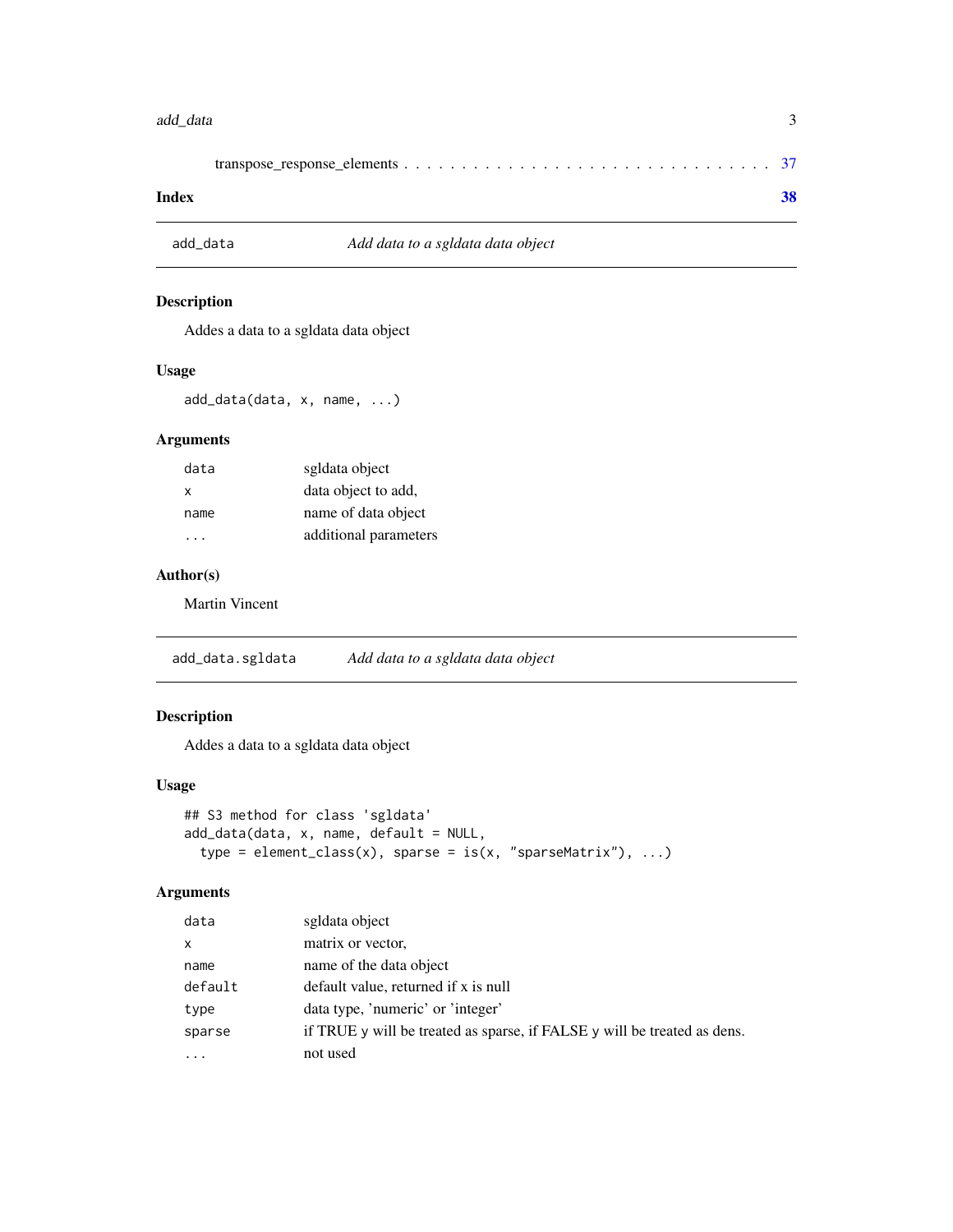transpose_response_elements . . . . . . . . . . . . . . . . . . . . . . . . . . . . . 37

**Index** **38**

---

## add_data — *Add data to a sgldata data object*

### Description

Addes a data to a sgldata data object

### Usage

```
add_data(data, x, name, ...)
```

### Arguments

| | |
|---|---|
| data | sgldata object |
| x | data object to add, |
| name | name of data object |
| ... | additional parameters |

### Author(s)

Martin Vincent

---

## add_data.sgldata — *Add data to a sgldata data object*

### Description

Addes a data to a sgldata data object

### Usage

```
## S3 method for class 'sgldata'
add_data(data, x, name, default = NULL,
  type = element_class(x), sparse = is(x, "sparseMatrix"), ...)
```

### Arguments

| | |
|---|---|
| data | sgldata object |
| x | matrix or vector, |
| name | name of the data object |
| default | default value, returned if x is null |
| type | data type, 'numeric' or 'integer' |
| sparse | if TRUE y will be treated as sparse, if FALSE y will be treated as dens. |
| ... | not used |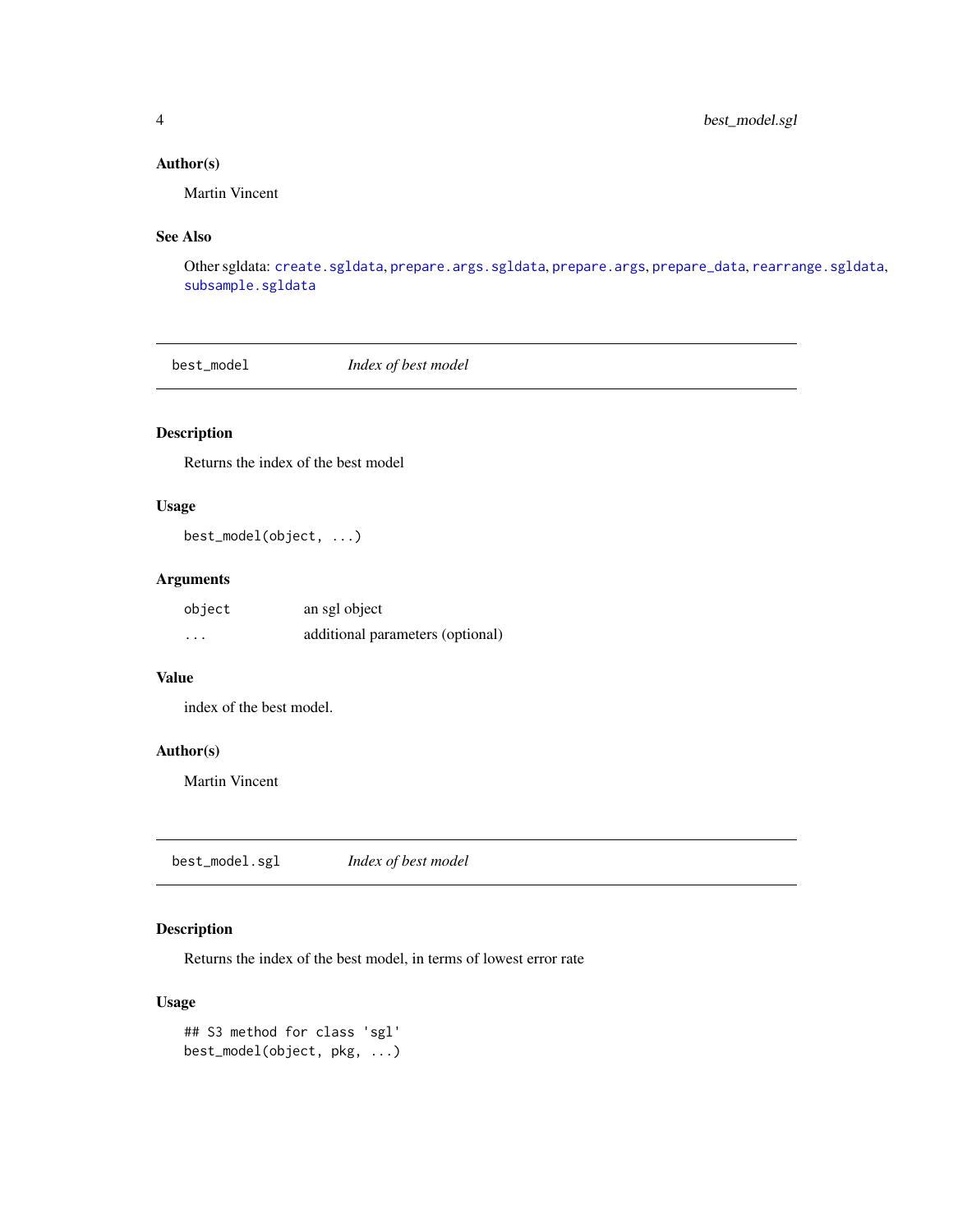### Author(s)

Martin Vincent

### See Also

Other sgldata: `create.sgldata`, `prepare.args.sgldata`, `prepare.args`, `prepare_data`, `rearrange.sgldata`, `subsample.sgldata`

---

## best_model &nbsp;&nbsp;&nbsp;&nbsp; *Index of best model*

---

### Description

Returns the index of the best model

### Usage

```
best_model(object, ...)
```

### Arguments

| | |
|---|---|
| `object` | an sgl object |
| `...` | additional parameters (optional) |

### Value

index of the best model.

### Author(s)

Martin Vincent

---

## best_model.sgl &nbsp;&nbsp;&nbsp;&nbsp; *Index of best model*

---

### Description

Returns the index of the best model, in terms of lowest error rate

### Usage

```
## S3 method for class 'sgl'
best_model(object, pkg, ...)
```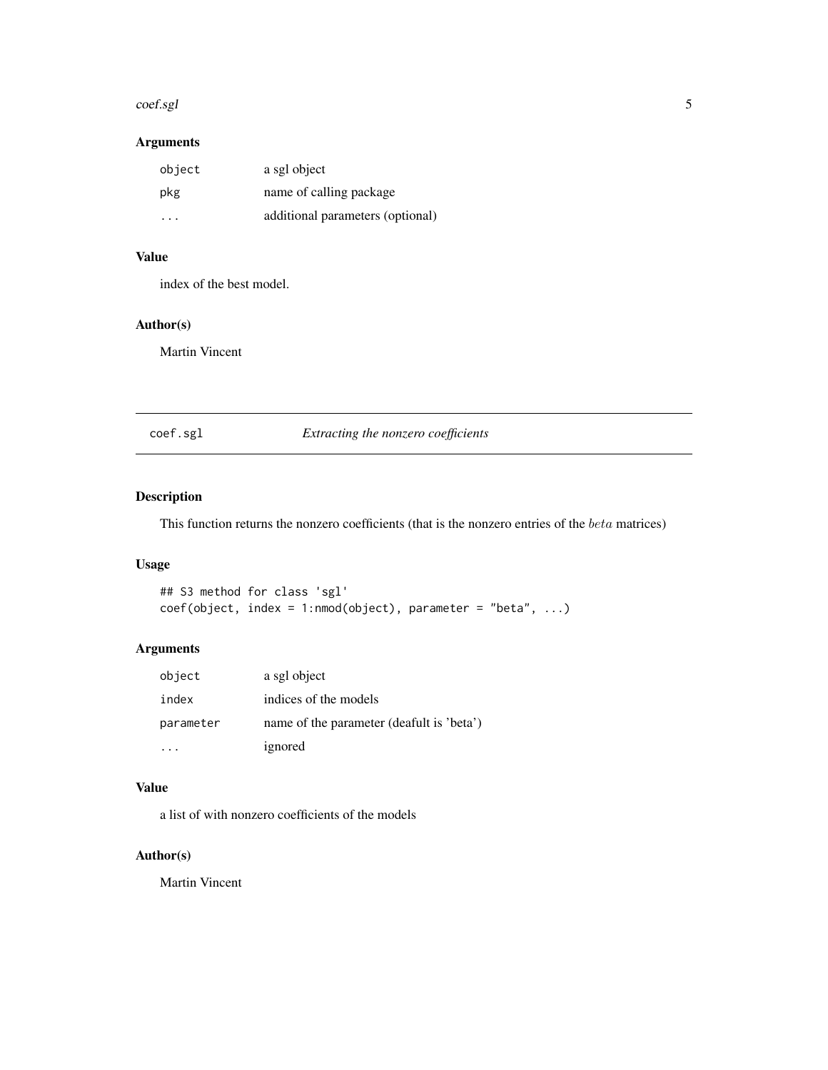### Arguments

| | |
|---|---|
| `object` | a sgl object |
| `pkg` | name of calling package |
| `...` | additional parameters (optional) |

### Value

index of the best model.

### Author(s)

Martin Vincent

---

## coef.sgl — *Extracting the nonzero coefficients*

### Description

This function returns the nonzero coefficients (that is the nonzero entries of the $beta$ matrices)

### Usage

```
## S3 method for class 'sgl'
coef(object, index = 1:nmod(object), parameter = "beta", ...)
```

### Arguments

| | |
|---|---|
| `object` | a sgl object |
| `index` | indices of the models |
| `parameter` | name of the parameter (deafult is 'beta') |
| `...` | ignored |

### Value

a list of with nonzero coefficients of the models

### Author(s)

Martin Vincent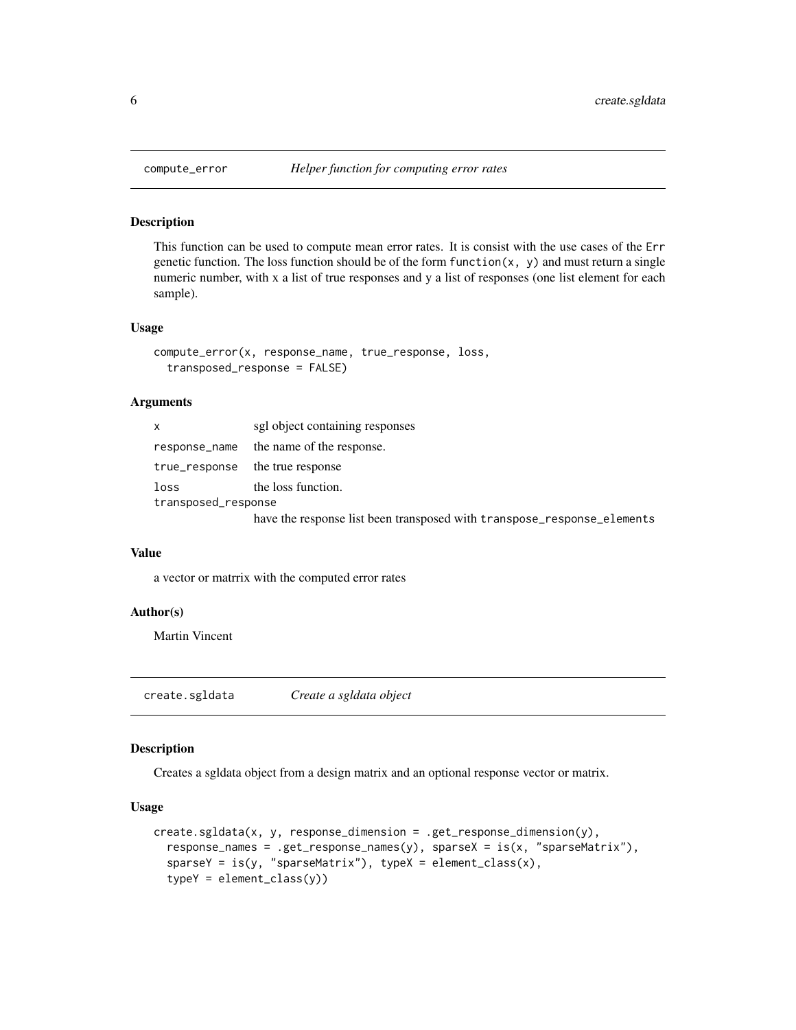## compute_error — *Helper function for computing error rates*

### Description

This function can be used to compute mean error rates. It is consist with the use cases of the `Err` genetic function. The loss function should be of the form `function(x, y)` and must return a single numeric number, with x a list of true responses and y a list of responses (one list element for each sample).

### Usage

```
compute_error(x, response_name, true_response, loss,
  transposed_response = FALSE)
```

### Arguments

| | |
|---|---|
| `x` | sgl object containing responses |
| `response_name` | the name of the response. |
| `true_response` | the true response |
| `loss` | the loss function. |
| `transposed_response` | have the response list been transposed with `transpose_response_elements` |

### Value

a vector or matrrix with the computed error rates

### Author(s)

Martin Vincent

## create.sgldata — *Create a sgldata object*

### Description

Creates a sgldata object from a design matrix and an optional response vector or matrix.

### Usage

```
create.sgldata(x, y, response_dimension = .get_response_dimension(y),
  response_names = .get_response_names(y), sparseX = is(x, "sparseMatrix"),
  sparseY = is(y, "sparseMatrix"), typeX = element_class(x),
  typeY = element_class(y))
```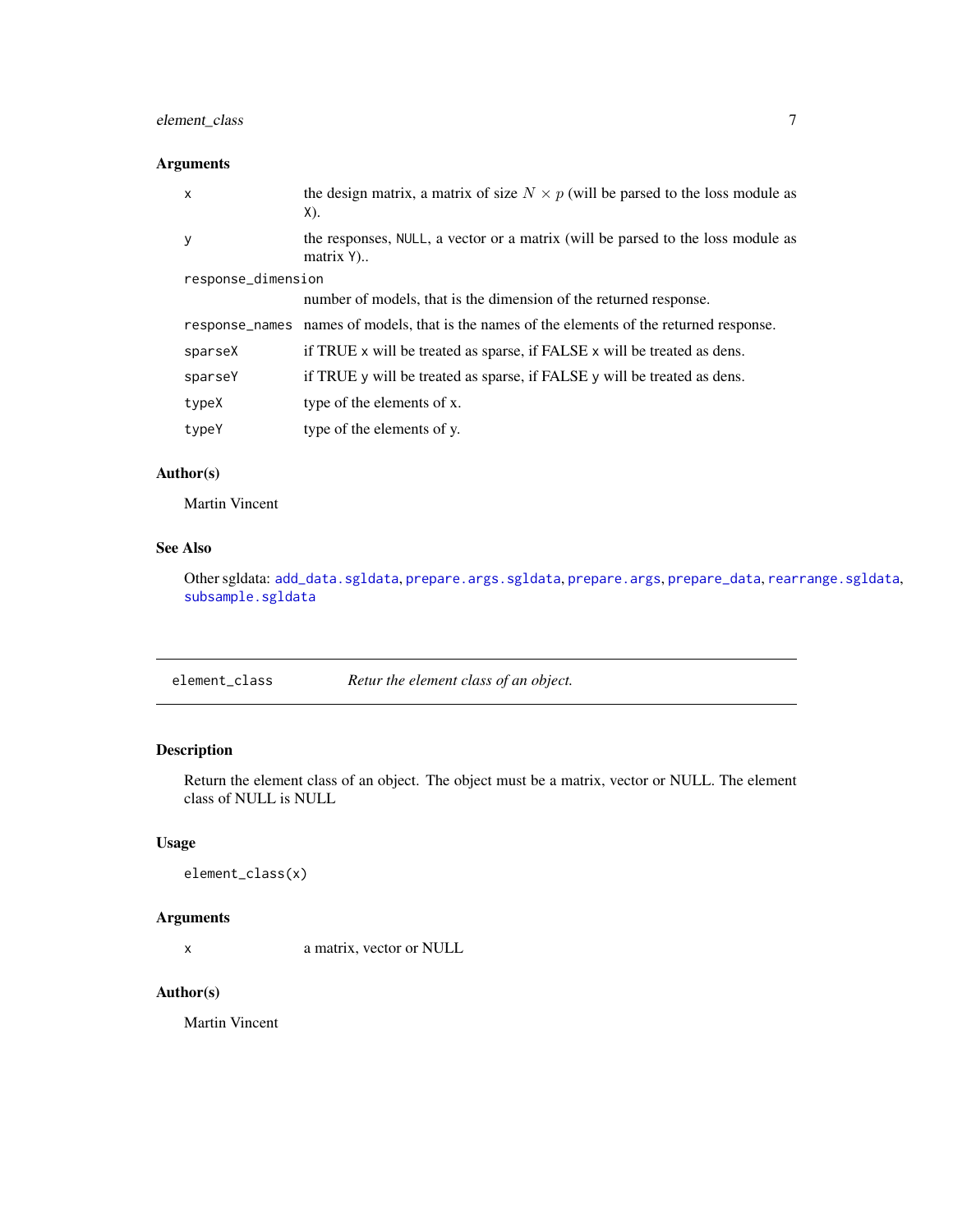### Arguments

| | |
|---|---|
| `x` | the design matrix, a matrix of size $N \times p$ (will be parsed to the loss module as `X`). |
| `y` | the responses, `NULL`, a vector or a matrix (will be parsed to the loss module as matrix `Y`).. |
| `response_dimension` | number of models, that is the dimension of the returned response. |
| `response_names` | names of models, that is the names of the elements of the returned response. |
| `sparseX` | if TRUE `x` will be treated as sparse, if FALSE `x` will be treated as dens. |
| `sparseY` | if TRUE `y` will be treated as sparse, if FALSE `y` will be treated as dens. |
| `typeX` | type of the elements of x. |
| `typeY` | type of the elements of y. |

### Author(s)

Martin Vincent

### See Also

Other sgldata: `add_data.sgldata`, `prepare.args.sgldata`, `prepare.args`, `prepare_data`, `rearrange.sgldata`, `subsample.sgldata`

---

## `element_class` *Retur the element class of an object.*

---

### Description

Return the element class of an object. The object must be a matrix, vector or NULL. The element class of NULL is NULL

### Usage

```
element_class(x)
```

### Arguments

| | |
|---|---|
| `x` | a matrix, vector or NULL |

### Author(s)

Martin Vincent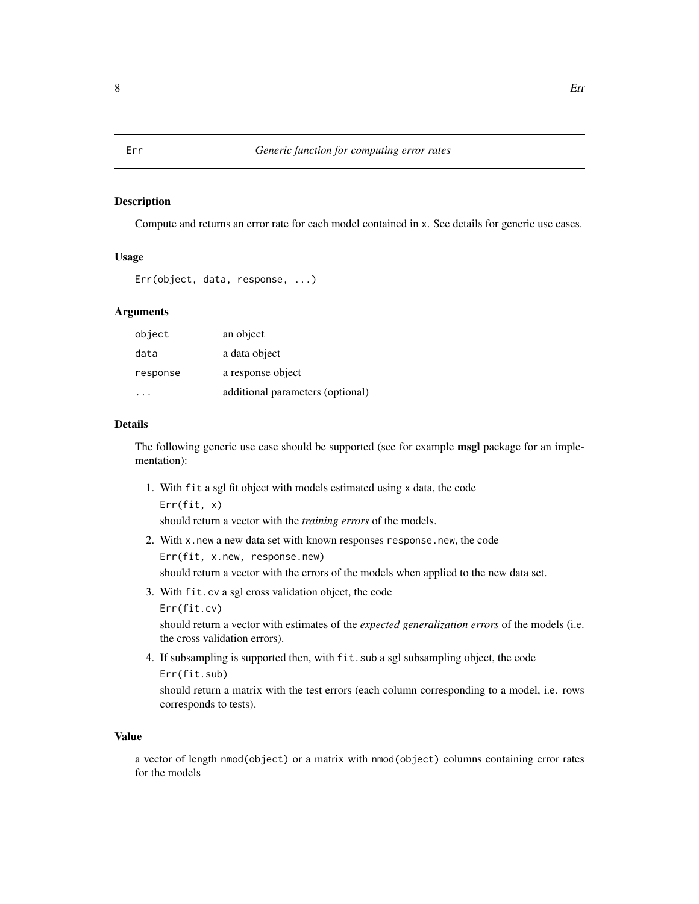# Err — Generic function for computing error rates

## Description

Compute and returns an error rate for each model contained in `x`. See details for generic use cases.

## Usage

```
Err(object, data, response, ...)
```

## Arguments

| | |
|---|---|
| `object` | an object |
| `data` | a data object |
| `response` | a response object |
| `...` | additional parameters (optional) |

## Details

The following generic use case should be supported (see for example **msgl** package for an implementation):

1. With `fit` a sgl fit object with models estimated using `x` data, the code
   `Err(fit, x)`
   should return a vector with the *training errors* of the models.
2. With `x.new` a new data set with known responses `response.new`, the code
   `Err(fit, x.new, response.new)`
   should return a vector with the errors of the models when applied to the new data set.
3. With `fit.cv` a sgl cross validation object, the code
   `Err(fit.cv)`
   should return a vector with estimates of the *expected generalization errors* of the models (i.e. the cross validation errors).
4. If subsampling is supported then, with `fit.sub` a sgl subsampling object, the code
   `Err(fit.sub)`
   should return a matrix with the test errors (each column corresponding to a model, i.e. rows corresponds to tests).

## Value

a vector of length `nmod(object)` or a matrix with `nmod(object)` columns containing error rates for the models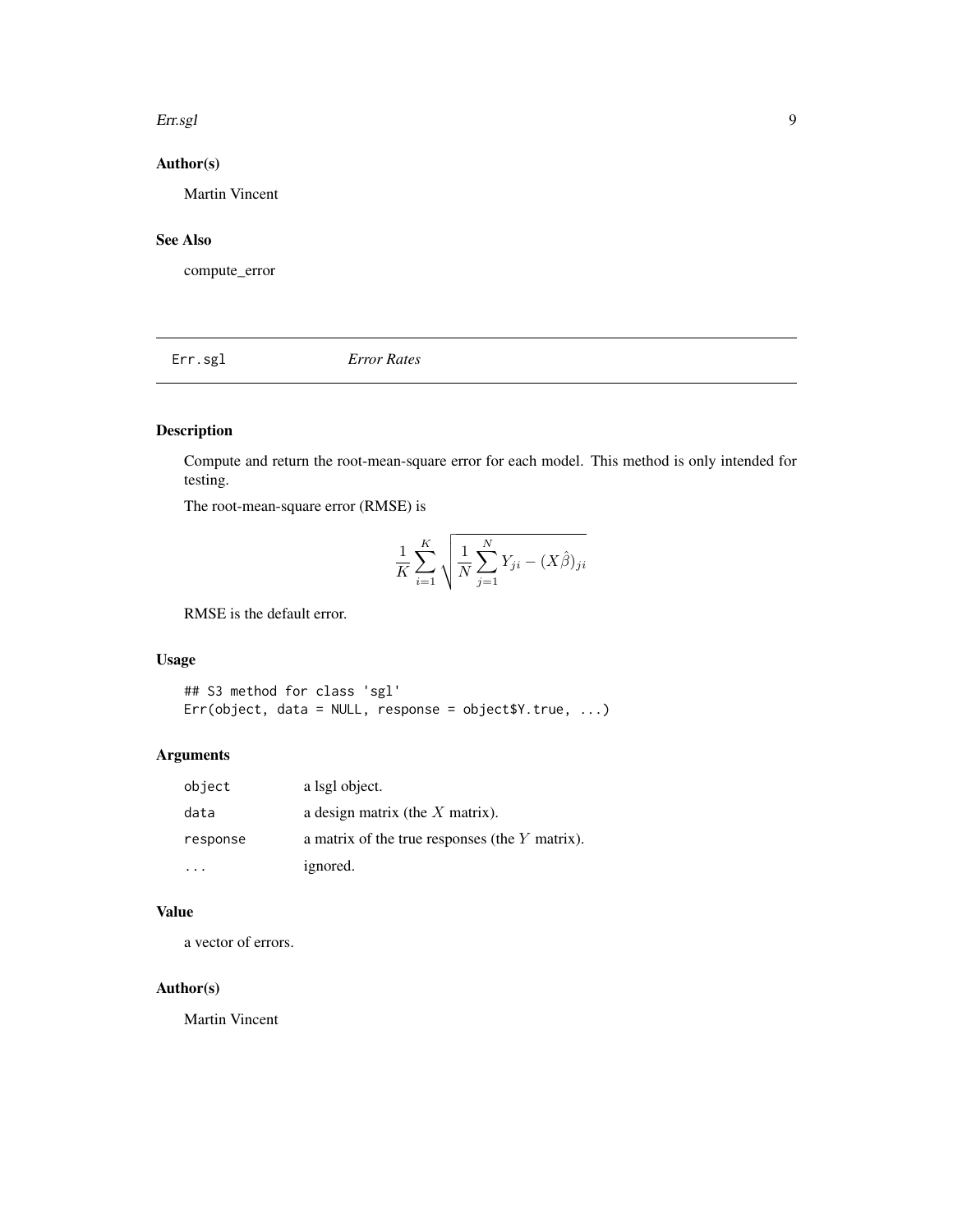## Author(s)

Martin Vincent

## See Also

compute_error

---

Err.sgl *Error Rates*

---

## Description

Compute and return the root-mean-square error for each model. This method is only intended for testing.

The root-mean-square error (RMSE) is

$$\frac{1}{K}\sum_{i=1}^{K}\sqrt{\frac{1}{N}\sum_{j=1}^{N}Y_{ji}-(X\hat{\beta})_{ji}}$$

RMSE is the default error.

## Usage

```
## S3 method for class 'sgl'
Err(object, data = NULL, response = object$Y.true, ...)
```

## Arguments

| | |
|---|---|
| object | a lsgl object. |
| data | a design matrix (the $X$ matrix). |
| response | a matrix of the true responses (the $Y$ matrix). |
| ... | ignored. |

## Value

a vector of errors.

## Author(s)

Martin Vincent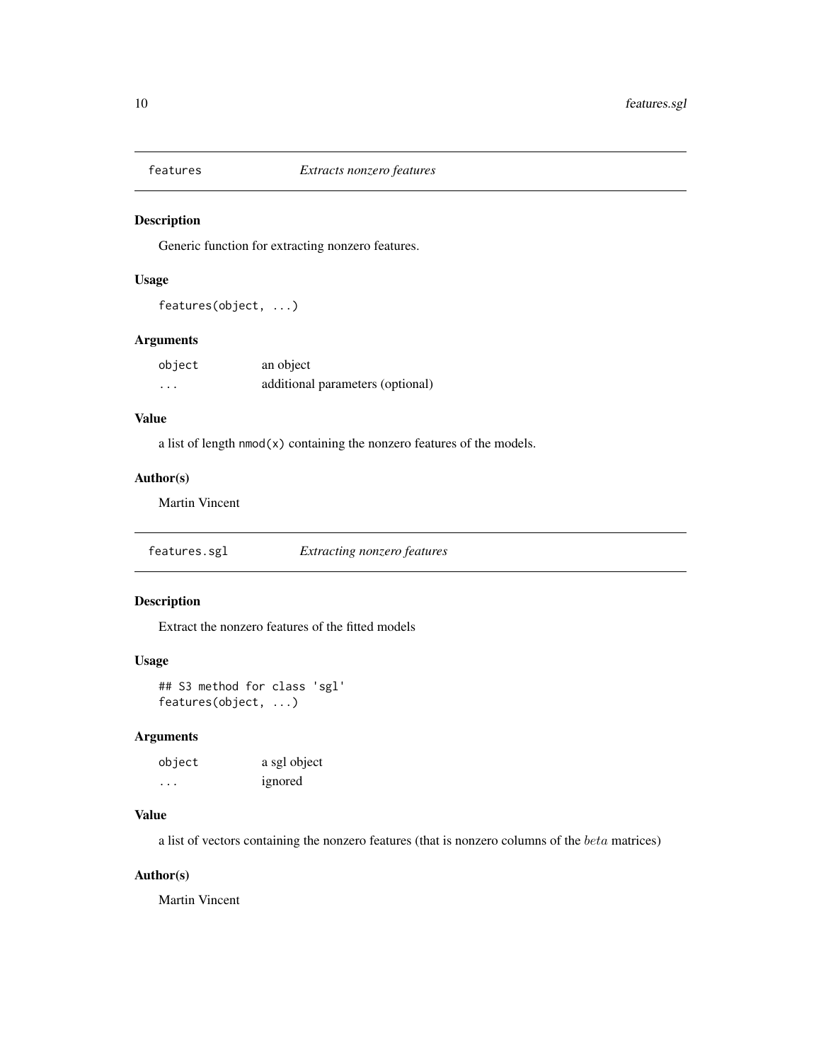## features — *Extracts nonzero features*

### Description

Generic function for extracting nonzero features.

### Usage

```
features(object, ...)
```

### Arguments

| | |
|---|---|
| `object` | an object |
| `...` | additional parameters (optional) |

### Value

a list of length `nmod(x)` containing the nonzero features of the models.

### Author(s)

Martin Vincent

## features.sgl — *Extracting nonzero features*

### Description

Extract the nonzero features of the fitted models

### Usage

```
## S3 method for class 'sgl'
features(object, ...)
```

### Arguments

| | |
|---|---|
| `object` | a sgl object |
| `...` | ignored |

### Value

a list of vectors containing the nonzero features (that is nonzero columns of the $beta$ matrices)

### Author(s)

Martin Vincent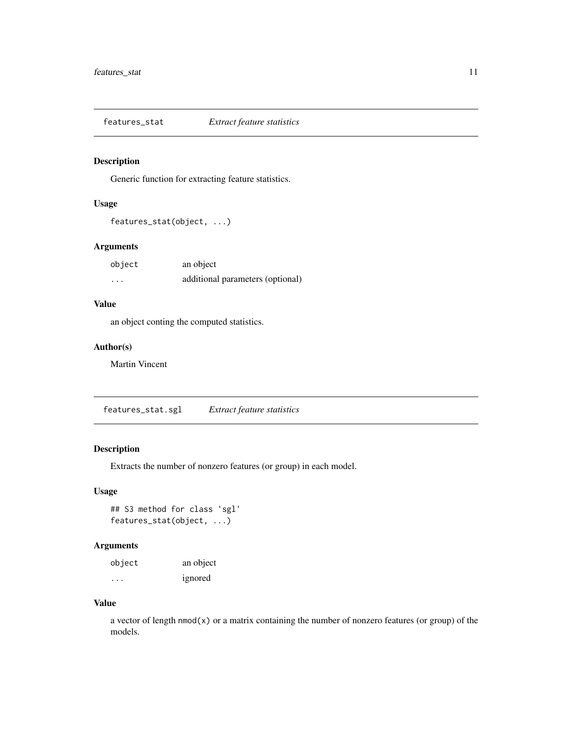## features_stat    *Extract feature statistics*

### Description

Generic function for extracting feature statistics.

### Usage

```
features_stat(object, ...)
```

### Arguments

| | |
|---|---|
| `object` | an object |
| `...` | additional parameters (optional) |

### Value

an object conting the computed statistics.

### Author(s)

Martin Vincent

## features_stat.sgl    *Extract feature statistics*

### Description

Extracts the number of nonzero features (or group) in each model.

### Usage

```
## S3 method for class 'sgl'
features_stat(object, ...)
```

### Arguments

| | |
|---|---|
| `object` | an object |
| `...` | ignored |

### Value

a vector of length `nmod(x)` or a matrix containing the number of nonzero features (or group) of the models.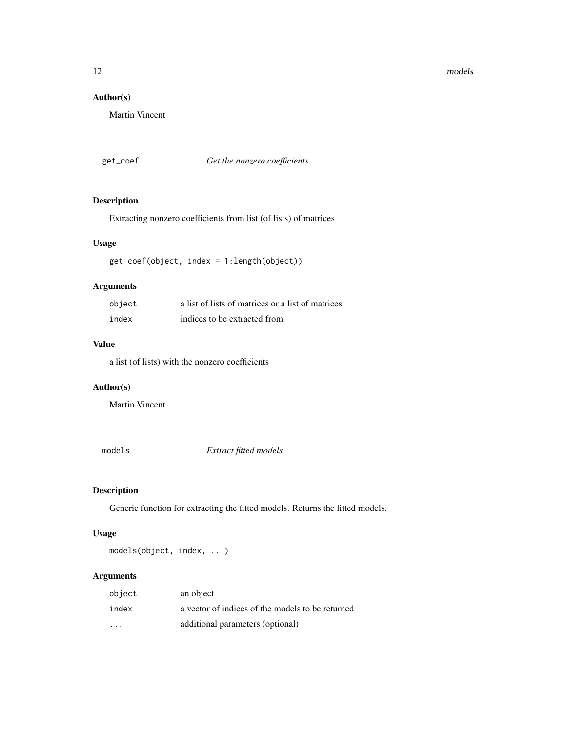### Author(s)

Martin Vincent

---

## get_coef — *Get the nonzero coefficients*

### Description

Extracting nonzero coefficients from list (of lists) of matrices

### Usage

```
get_coef(object, index = 1:length(object))
```

### Arguments

| | |
|---|---|
| `object` | a list of lists of matrices or a list of matrices |
| `index` | indices to be extracted from |

### Value

a list (of lists) with the nonzero coefficients

### Author(s)

Martin Vincent

---

## models — *Extract fitted models*

### Description

Generic function for extracting the fitted models. Returns the fitted models.

### Usage

```
models(object, index, ...)
```

### Arguments

| | |
|---|---|
| `object` | an object |
| `index` | a vector of indices of the models to be returned |
| `...` | additional parameters (optional) |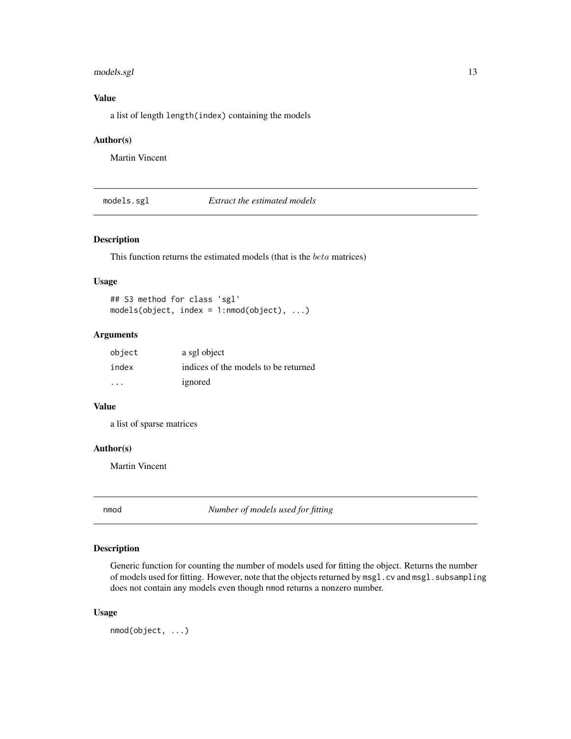### Value

a list of length `length(index)` containing the models

### Author(s)

Martin Vincent

## models.sgl *Extract the estimated models*

### Description

This function returns the estimated models (that is the $beta$ matrices)

### Usage

```
## S3 method for class 'sgl'
models(object, index = 1:nmod(object), ...)
```

### Arguments

| | |
|---|---|
| `object` | a sgl object |
| `index` | indices of the models to be returned |
| `...` | ignored |

### Value

a list of sparse matrices

### Author(s)

Martin Vincent

## nmod *Number of models used for fitting*

### Description

Generic function for counting the number of models used for fitting the object. Returns the number of models used for fitting. However, note that the objects returned by `msgl.cv` and `msgl.subsampling` does not contain any models even though `nmod` returns a nonzero number.

### Usage

```
nmod(object, ...)
```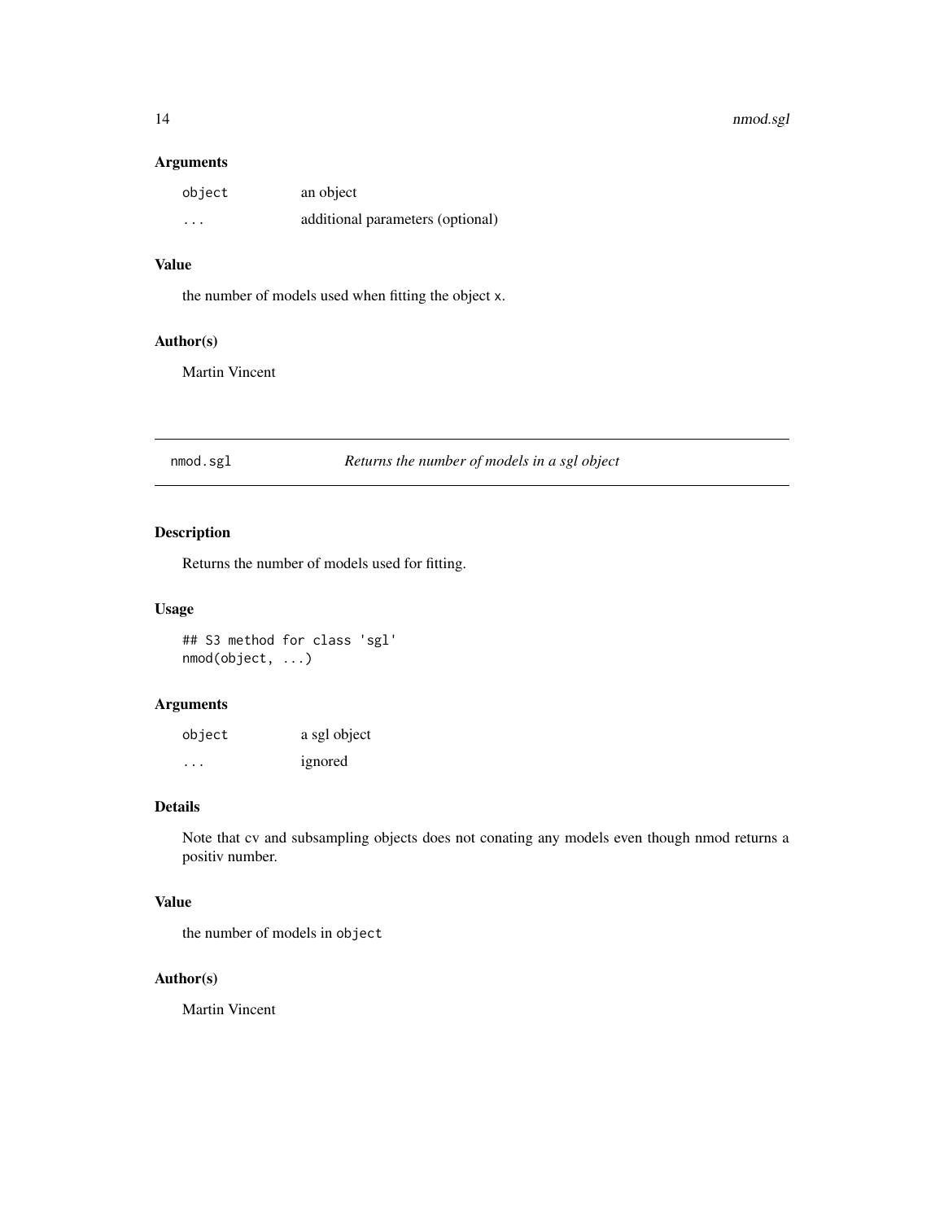### Arguments

| | |
|---|---|
| `object` | an object |
| `...` | additional parameters (optional) |

### Value

the number of models used when fitting the object `x`.

### Author(s)

Martin Vincent

---

## nmod.sgl — *Returns the number of models in a sgl object*

### Description

Returns the number of models used for fitting.

### Usage

```
## S3 method for class 'sgl'
nmod(object, ...)
```

### Arguments

| | |
|---|---|
| `object` | a sgl object |
| `...` | ignored |

### Details

Note that cv and subsampling objects does not conating any models even though nmod returns a positiv number.

### Value

the number of models in `object`

### Author(s)

Martin Vincent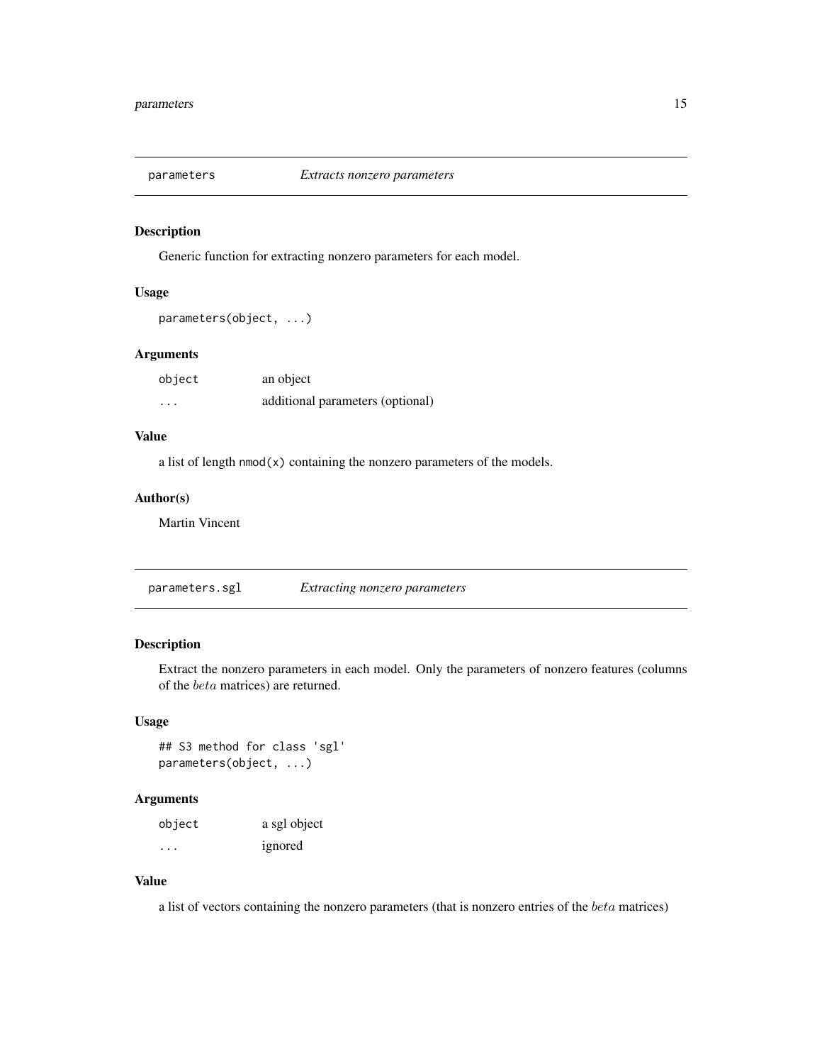## parameters *Extracts nonzero parameters*

### Description

Generic function for extracting nonzero parameters for each model.

### Usage

```
parameters(object, ...)
```

### Arguments

| | |
|---|---|
| object | an object |
| ... | additional parameters (optional) |

### Value

a list of length `nmod(x)` containing the nonzero parameters of the models.

### Author(s)

Martin Vincent

## parameters.sgl *Extracting nonzero parameters*

### Description

Extract the nonzero parameters in each model. Only the parameters of nonzero features (columns of the $beta$ matrices) are returned.

### Usage

```
## S3 method for class 'sgl'
parameters(object, ...)
```

### Arguments

| | |
|---|---|
| object | a sgl object |
| ... | ignored |

### Value

a list of vectors containing the nonzero parameters (that is nonzero entries of the $beta$ matrices)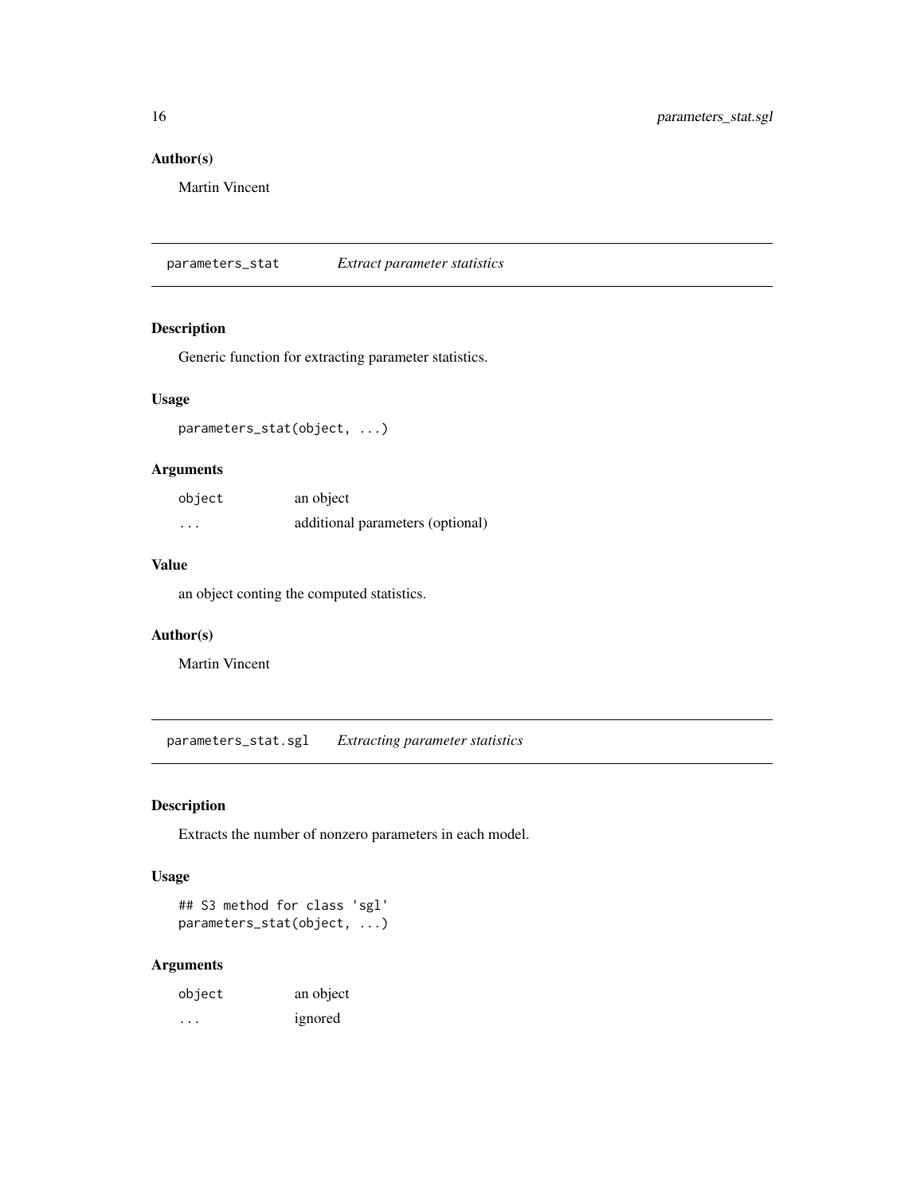### Author(s)

Martin Vincent

---

## parameters_stat *Extract parameter statistics*

---

### Description

Generic function for extracting parameter statistics.

### Usage

```
parameters_stat(object, ...)
```

### Arguments

| | |
|---|---|
| `object` | an object |
| `...` | additional parameters (optional) |

### Value

an object conting the computed statistics.

### Author(s)

Martin Vincent

---

## parameters_stat.sgl *Extracting parameter statistics*

---

### Description

Extracts the number of nonzero parameters in each model.

### Usage

```
## S3 method for class 'sgl'
parameters_stat(object, ...)
```

### Arguments

| | |
|---|---|
| `object` | an object |
| `...` | ignored |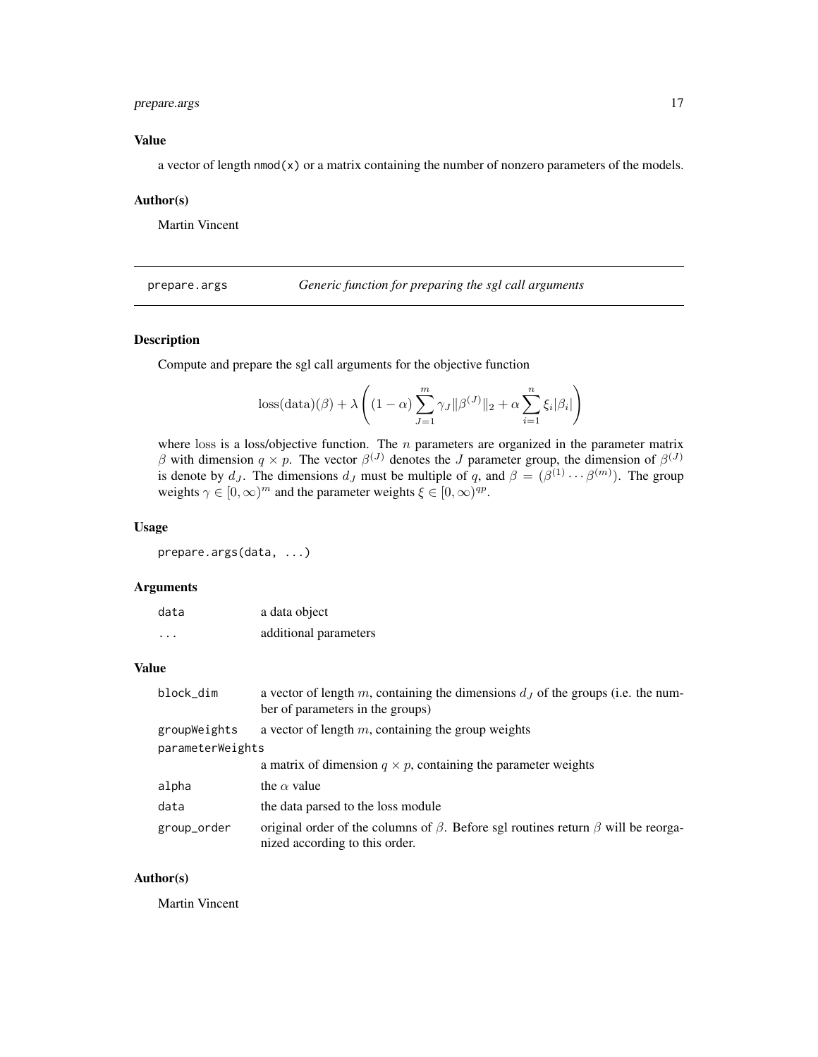### Value

a vector of length `nmod(x)` or a matrix containing the number of nonzero parameters of the models.

### Author(s)

Martin Vincent

---

## prepare.args — *Generic function for preparing the sgl call arguments*

---

### Description

Compute and prepare the sgl call arguments for the objective function

$$\text{loss}(\text{data})(\beta) + \lambda \left( (1-\alpha) \sum_{J=1}^{m} \gamma_J \|\beta^{(J)}\|_2 + \alpha \sum_{i=1}^{n} \xi_i |\beta_i| \right)$$

where loss is a loss/objective function. The $n$ parameters are organized in the parameter matrix $\beta$ with dimension $q \times p$. The vector $\beta^{(J)}$ denotes the $J$ parameter group, the dimension of $\beta^{(J)}$ is denote by $d_J$. The dimensions $d_J$ must be multiple of $q$, and $\beta = (\beta^{(1)} \cdots \beta^{(m)})$. The group weights $\gamma \in [0,\infty)^m$ and the parameter weights $\xi \in [0,\infty)^{qp}$.

### Usage

```
prepare.args(data, ...)
```

### Arguments

| | |
|---|---|
| `data` | a data object |
| `...` | additional parameters |

### Value

| | |
|---|---|
| `block_dim` | a vector of length $m$, containing the dimensions $d_J$ of the groups (i.e. the number of parameters in the groups) |
| `groupWeights` | a vector of length $m$, containing the group weights |
| `parameterWeights` | a matrix of dimension $q \times p$, containing the parameter weights |
| `alpha` | the $\alpha$ value |
| `data` | the data parsed to the loss module |
| `group_order` | original order of the columns of $\beta$. Before sgl routines return $\beta$ will be reorganized according to this order. |

### Author(s)

Martin Vincent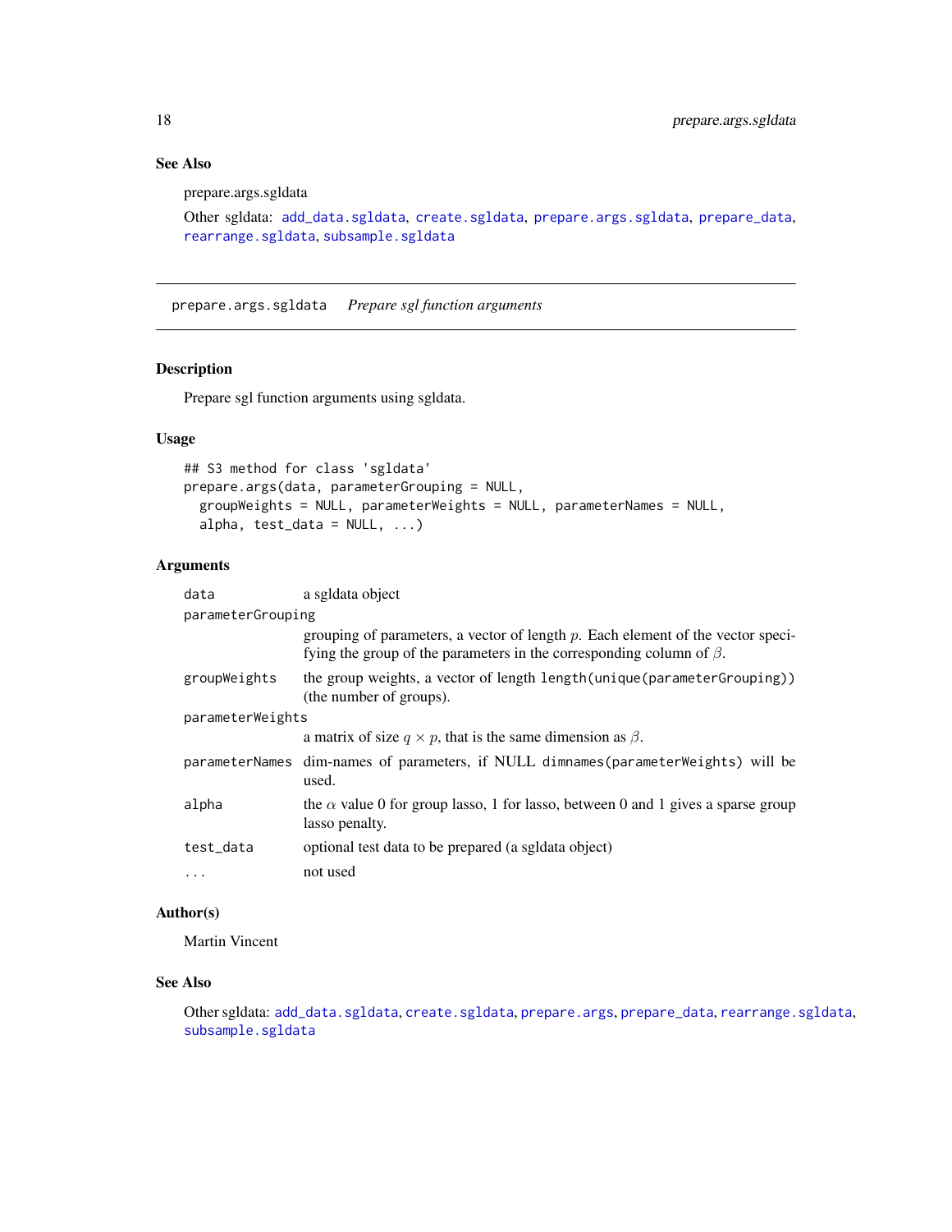### See Also

prepare.args.sgldata

Other sgldata: add_data.sgldata, create.sgldata, prepare.args.sgldata, prepare_data, rearrange.sgldata, subsample.sgldata

---

## prepare.args.sgldata *Prepare sgl function arguments*

### Description

Prepare sgl function arguments using sgldata.

### Usage

```
## S3 method for class 'sgldata'
prepare.args(data, parameterGrouping = NULL,
  groupWeights = NULL, parameterWeights = NULL, parameterNames = NULL,
  alpha, test_data = NULL, ...)
```

### Arguments

| | |
|---|---|
| data | a sgldata object |
| parameterGrouping | grouping of parameters, a vector of length $p$. Each element of the vector specifying the group of the parameters in the corresponding column of $\beta$. |
| groupWeights | the group weights, a vector of length `length(unique(parameterGrouping))` (the number of groups). |
| parameterWeights | a matrix of size $q \times p$, that is the same dimension as $\beta$. |
| parameterNames | dim-names of parameters, if NULL `dimnames(parameterWeights)` will be used. |
| alpha | the $\alpha$ value 0 for group lasso, 1 for lasso, between 0 and 1 gives a sparse group lasso penalty. |
| test_data | optional test data to be prepared (a sgldata object) |
| ... | not used |

### Author(s)

Martin Vincent

### See Also

Other sgldata: add_data.sgldata, create.sgldata, prepare.args, prepare_data, rearrange.sgldata, subsample.sgldata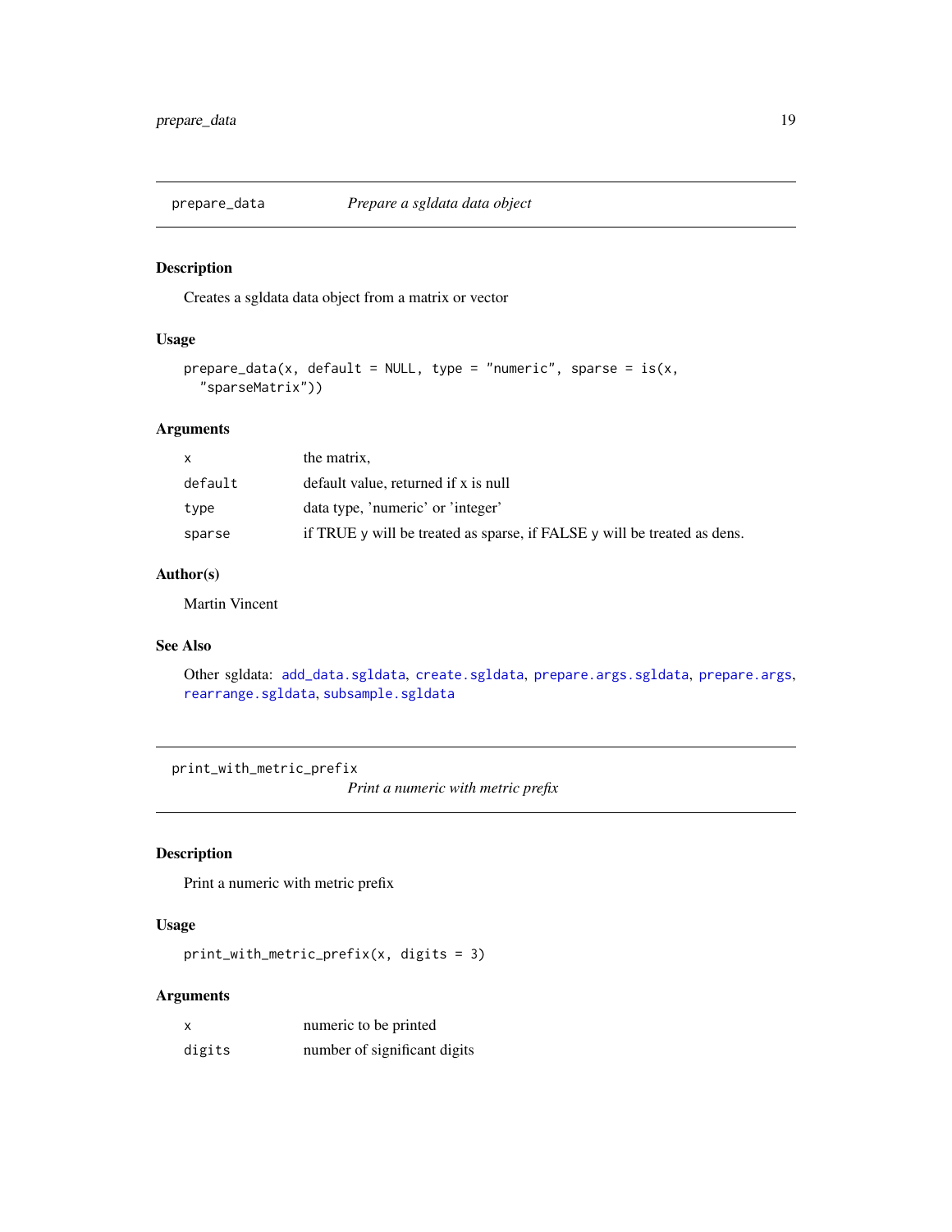## prepare_data — *Prepare a sgldata data object*

### Description

Creates a sgldata data object from a matrix or vector

### Usage

```
prepare_data(x, default = NULL, type = "numeric", sparse = is(x,
  "sparseMatrix"))
```

### Arguments

| | |
|---|---|
| x | the matrix, |
| default | default value, returned if x is null |
| type | data type, 'numeric' or 'integer' |
| sparse | if TRUE y will be treated as sparse, if FALSE y will be treated as dens. |

### Author(s)

Martin Vincent

### See Also

Other sgldata: add_data.sgldata, create.sgldata, prepare.args.sgldata, prepare.args, rearrange.sgldata, subsample.sgldata

## print_with_metric_prefix — *Print a numeric with metric prefix*

### Description

Print a numeric with metric prefix

### Usage

```
print_with_metric_prefix(x, digits = 3)
```

### Arguments

| | |
|---|---|
| x | numeric to be printed |
| digits | number of significant digits |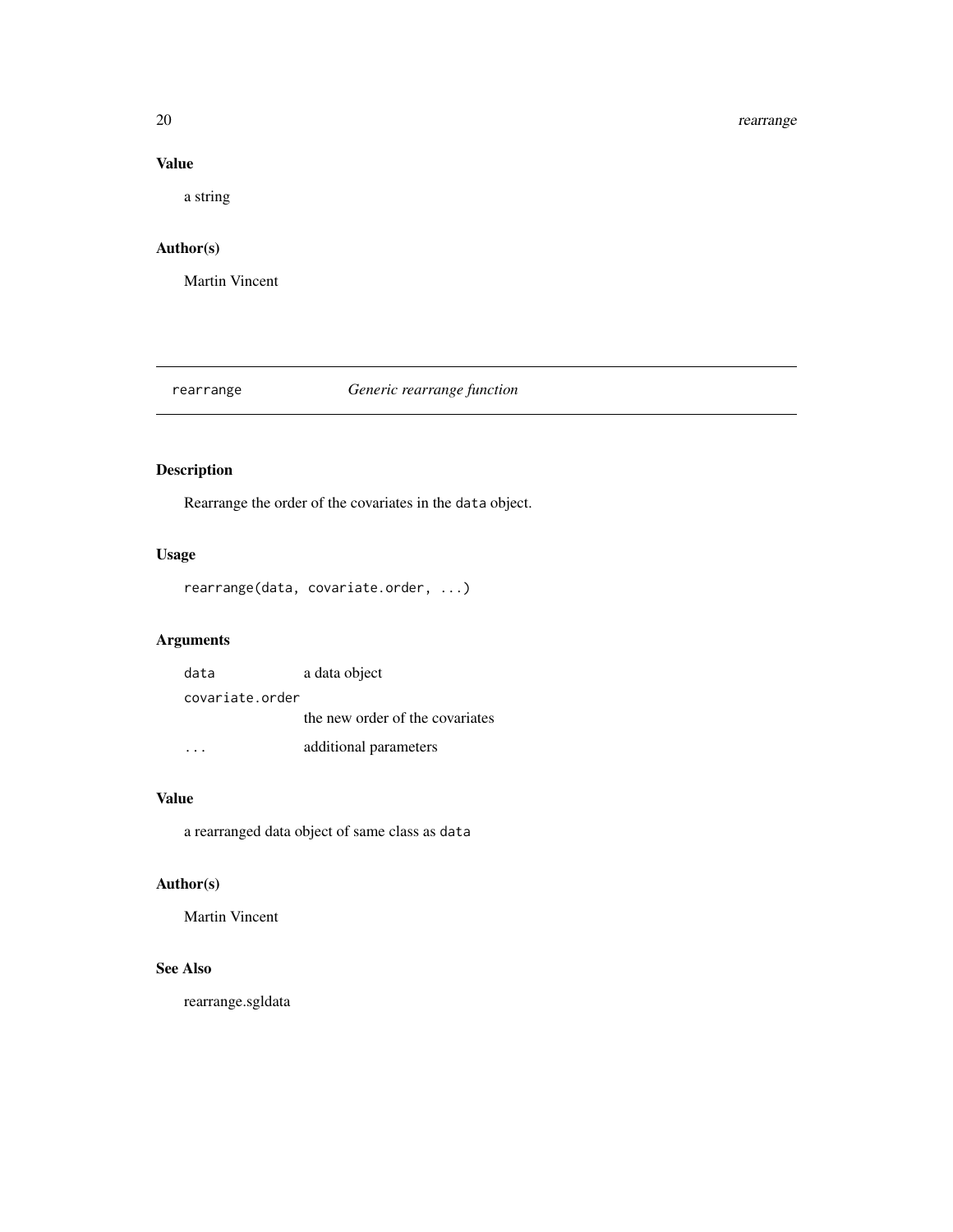### Value

a string

### Author(s)

Martin Vincent

---

## rearrange — *Generic rearrange function*

---

### Description

Rearrange the order of the covariates in the `data` object.

### Usage

```
rearrange(data, covariate.order, ...)
```

### Arguments

| | |
|---|---|
| `data` | a data object |
| `covariate.order` | the new order of the covariates |
| `...` | additional parameters |

### Value

a rearranged data object of same class as `data`

### Author(s)

Martin Vincent

### See Also

rearrange.sgldata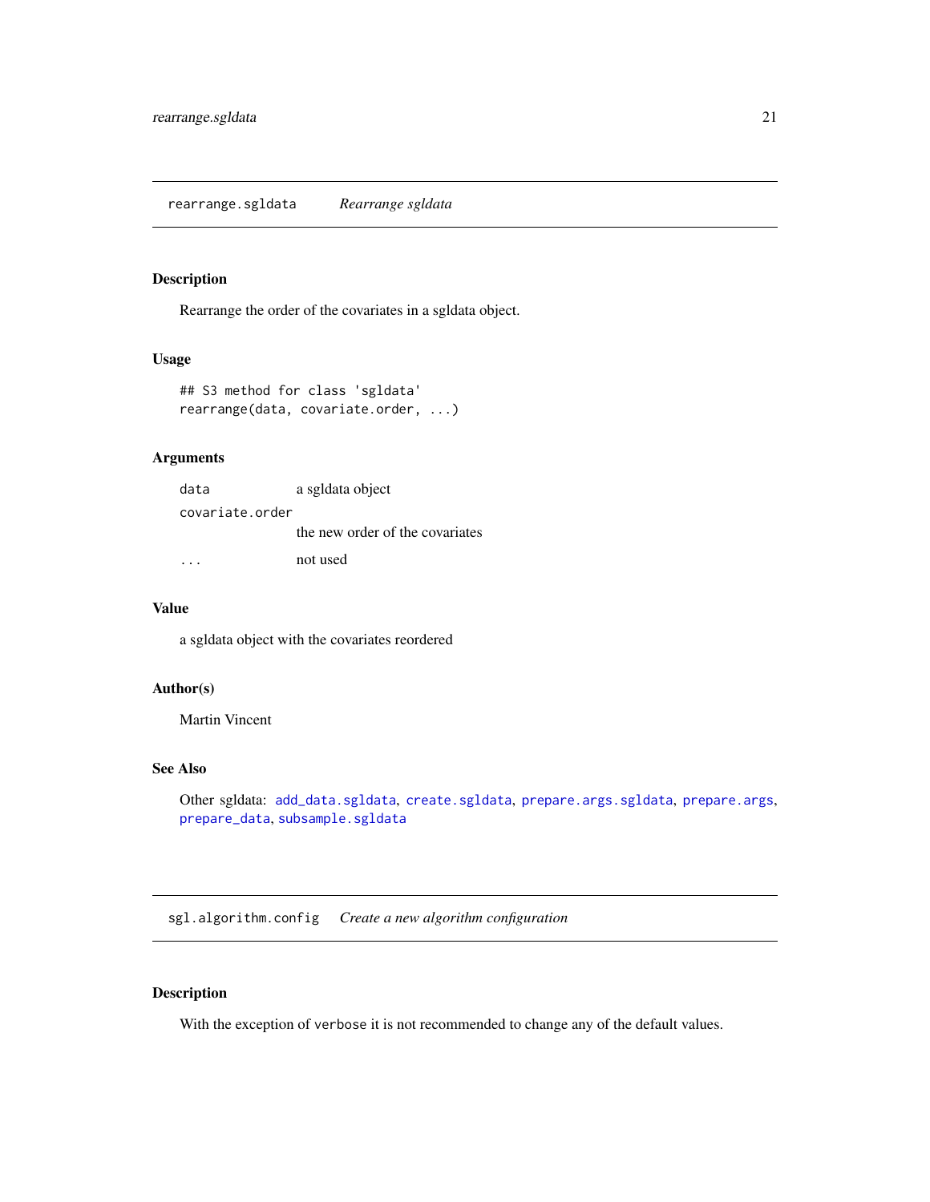## rearrange.sgldata — *Rearrange sgldata*

### Description

Rearrange the order of the covariates in a sgldata object.

### Usage

```
## S3 method for class 'sgldata'
rearrange(data, covariate.order, ...)
```

### Arguments

| | |
|---|---|
| `data` | a sgldata object |
| `covariate.order` | the new order of the covariates |
| `...` | not used |

### Value

a sgldata object with the covariates reordered

### Author(s)

Martin Vincent

### See Also

Other sgldata: `add_data.sgldata`, `create.sgldata`, `prepare.args.sgldata`, `prepare.args`, `prepare_data`, `subsample.sgldata`

## sgl.algorithm.config — *Create a new algorithm configuration*

### Description

With the exception of `verbose` it is not recommended to change any of the default values.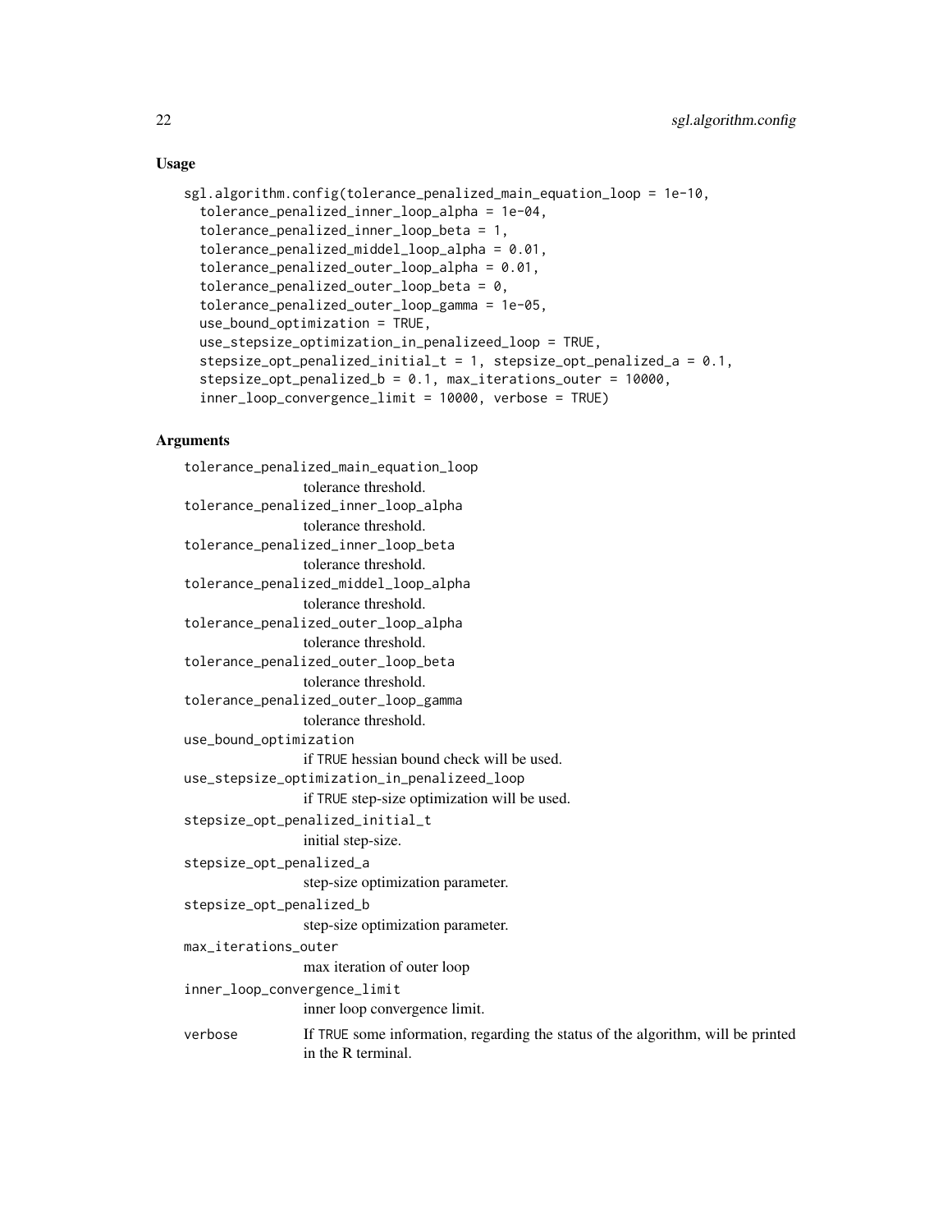### Usage

```
sgl.algorithm.config(tolerance_penalized_main_equation_loop = 1e-10,
  tolerance_penalized_inner_loop_alpha = 1e-04,
  tolerance_penalized_inner_loop_beta = 1,
  tolerance_penalized_middel_loop_alpha = 0.01,
  tolerance_penalized_outer_loop_alpha = 0.01,
  tolerance_penalized_outer_loop_beta = 0,
  tolerance_penalized_outer_loop_gamma = 1e-05,
  use_bound_optimization = TRUE,
  use_stepsize_optimization_in_penalizeed_loop = TRUE,
  stepsize_opt_penalized_initial_t = 1, stepsize_opt_penalized_a = 0.1,
  stepsize_opt_penalized_b = 0.1, max_iterations_outer = 10000,
  inner_loop_convergence_limit = 10000, verbose = TRUE)
```

### Arguments

`tolerance_penalized_main_equation_loop`
: tolerance threshold.

`tolerance_penalized_inner_loop_alpha`
: tolerance threshold.

`tolerance_penalized_inner_loop_beta`
: tolerance threshold.

`tolerance_penalized_middel_loop_alpha`
: tolerance threshold.

`tolerance_penalized_outer_loop_alpha`
: tolerance threshold.

`tolerance_penalized_outer_loop_beta`
: tolerance threshold.

`tolerance_penalized_outer_loop_gamma`
: tolerance threshold.

`use_bound_optimization`
: if `TRUE` hessian bound check will be used.

`use_stepsize_optimization_in_penalizeed_loop`
: if `TRUE` step-size optimization will be used.

`stepsize_opt_penalized_initial_t`
: initial step-size.

`stepsize_opt_penalized_a`
: step-size optimization parameter.

`stepsize_opt_penalized_b`
: step-size optimization parameter.

`max_iterations_outer`
: max iteration of outer loop

`inner_loop_convergence_limit`
: inner loop convergence limit.

`verbose`
: If `TRUE` some information, regarding the status of the algorithm, will be printed in the R terminal.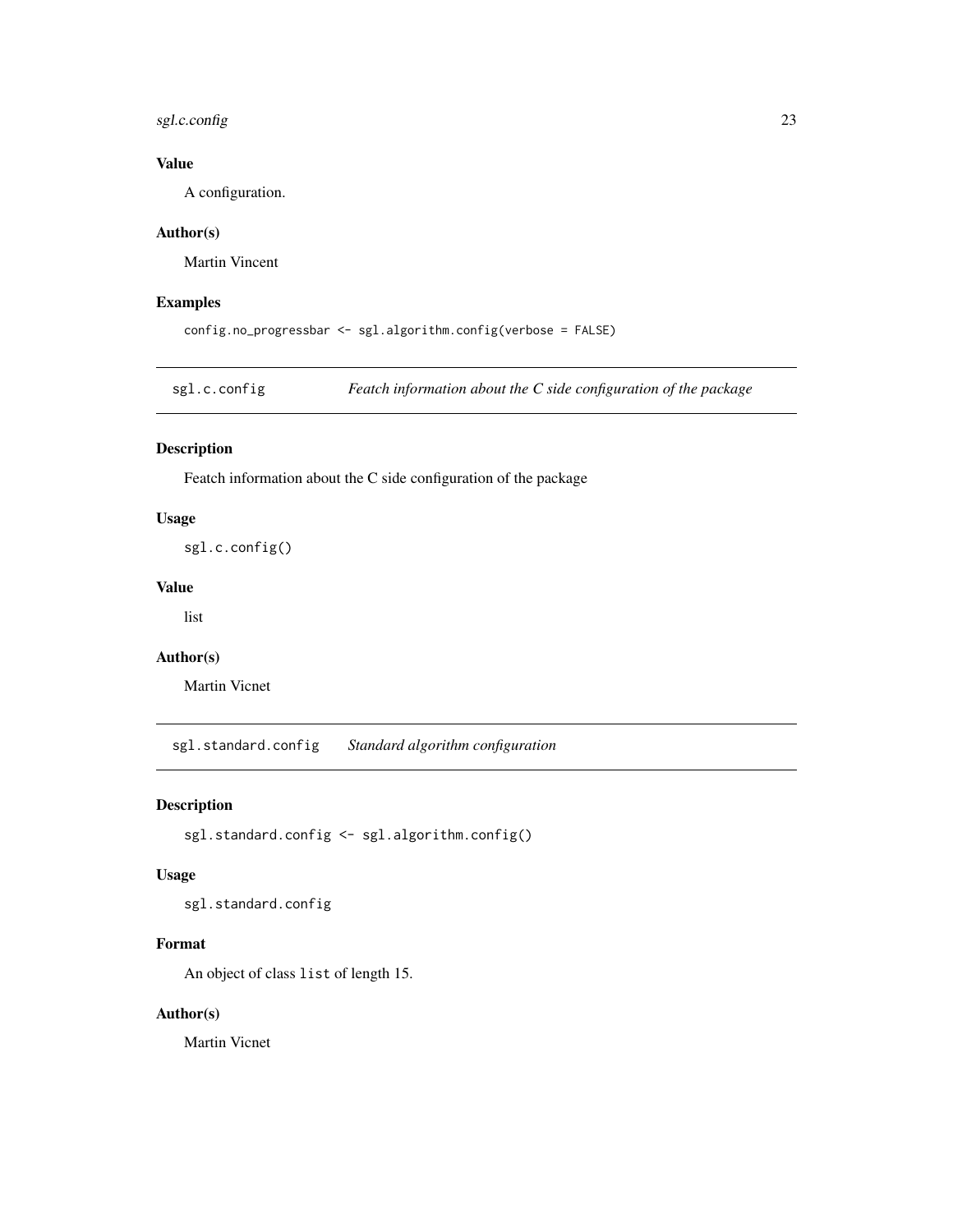### Value

A configuration.

### Author(s)

Martin Vincent

### Examples

```
config.no_progressbar <- sgl.algorithm.config(verbose = FALSE)
```

---

## sgl.c.config    *Featch information about the C side configuration of the package*

### Description

Featch information about the C side configuration of the package

### Usage

```
sgl.c.config()
```

### Value

list

### Author(s)

Martin Vicnet

---

## sgl.standard.config    *Standard algorithm configuration*

### Description

```
sgl.standard.config <- sgl.algorithm.config()
```

### Usage

```
sgl.standard.config
```

### Format

An object of class `list` of length 15.

### Author(s)

Martin Vicnet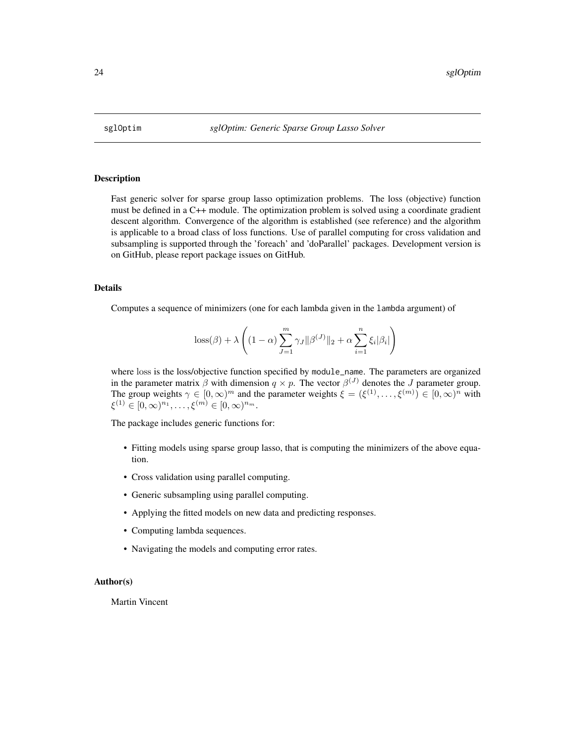## sglOptim *sglOptim: Generic Sparse Group Lasso Solver*

### Description

Fast generic solver for sparse group lasso optimization problems. The loss (objective) function must be defined in a C++ module. The optimization problem is solved using a coordinate gradient descent algorithm. Convergence of the algorithm is established (see reference) and the algorithm is applicable to a broad class of loss functions. Use of parallel computing for cross validation and subsampling is supported through the 'foreach' and 'doParallel' packages. Development version is on GitHub, please report package issues on GitHub.

### Details

Computes a sequence of minimizers (one for each lambda given in the `lambda` argument) of

$$\mathrm{loss}(\beta) + \lambda \left( (1 - \alpha) \sum_{J=1}^{m} \gamma_J \|\beta^{(J)}\|_2 + \alpha \sum_{i=1}^{n} \xi_i |\beta_i| \right)$$

where $\mathrm{loss}$ is the loss/objective function specified by `module_name`. The parameters are organized in the parameter matrix $\beta$ with dimension $q \times p$. The vector $\beta^{(J)}$ denotes the $J$ parameter group. The group weights $\gamma \in [0, \infty)^m$ and the parameter weights $\xi = (\xi^{(1)}, \ldots, \xi^{(m)}) \in [0, \infty)^n$ with $\xi^{(1)} \in [0, \infty)^{n_1}, \ldots, \xi^{(m)} \in [0, \infty)^{n_m}$.

The package includes generic functions for:

- Fitting models using sparse group lasso, that is computing the minimizers of the above equation.
- Cross validation using parallel computing.
- Generic subsampling using parallel computing.
- Applying the fitted models on new data and predicting responses.
- Computing lambda sequences.
- Navigating the models and computing error rates.

### Author(s)

Martin Vincent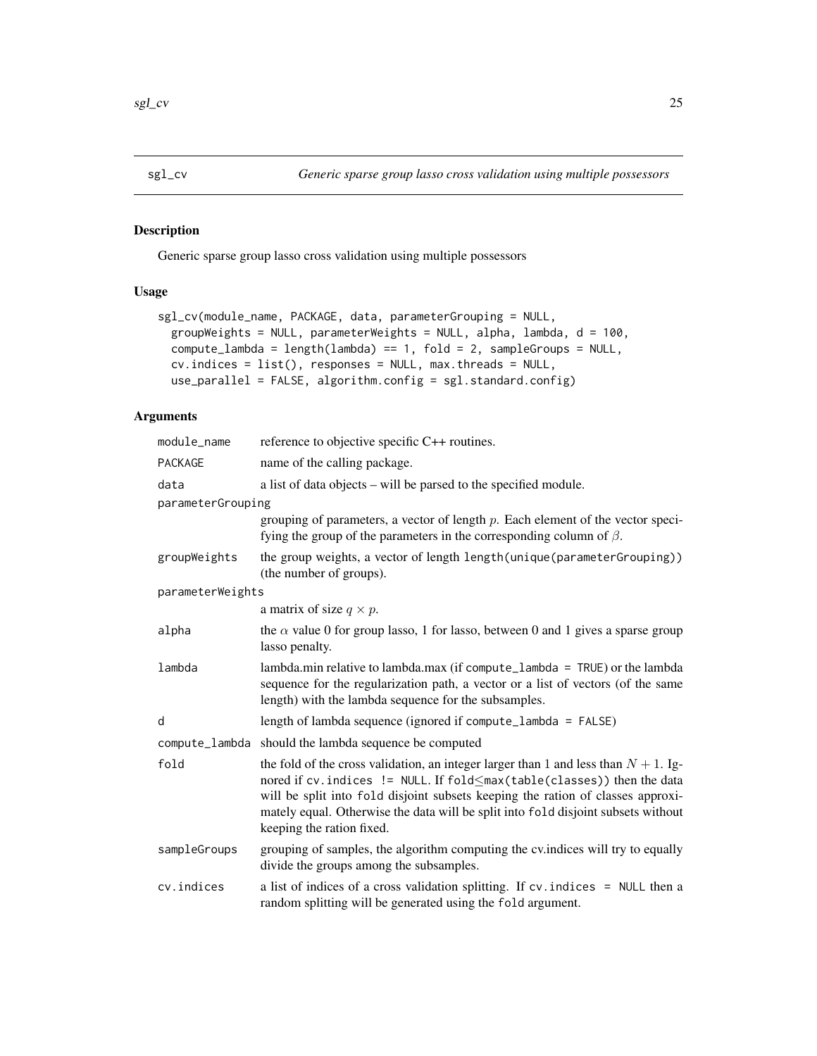## sgl_cv — *Generic sparse group lasso cross validation using multiple possessors*

### Description

Generic sparse group lasso cross validation using multiple possessors

### Usage

```
sgl_cv(module_name, PACKAGE, data, parameterGrouping = NULL,
  groupWeights = NULL, parameterWeights = NULL, alpha, lambda, d = 100,
  compute_lambda = length(lambda) == 1, fold = 2, sampleGroups = NULL,
  cv.indices = list(), responses = NULL, max.threads = NULL,
  use_parallel = FALSE, algorithm.config = sgl.standard.config)
```

### Arguments

| Argument | Description |
|---|---|
| `module_name` | reference to objective specific C++ routines. |
| `PACKAGE` | name of the calling package. |
| `data` | a list of data objects – will be parsed to the specified module. |
| `parameterGrouping` | grouping of parameters, a vector of length $p$. Each element of the vector specifying the group of the parameters in the corresponding column of $\beta$. |
| `groupWeights` | the group weights, a vector of length `length(unique(parameterGrouping))` (the number of groups). |
| `parameterWeights` | a matrix of size $q \times p$. |
| `alpha` | the $\alpha$ value 0 for group lasso, 1 for lasso, between 0 and 1 gives a sparse group lasso penalty. |
| `lambda` | lambda.min relative to lambda.max (if `compute_lambda = TRUE`) or the lambda sequence for the regularization path, a vector or a list of vectors (of the same length) with the lambda sequence for the subsamples. |
| `d` | length of lambda sequence (ignored if `compute_lambda = FALSE`) |
| `compute_lambda` | should the lambda sequence be computed |
| `fold` | the fold of the cross validation, an integer larger than 1 and less than $N + 1$. Ignored if `cv.indices != NULL`. If `fold`$\leq$`max(table(classes))` then the data will be split into `fold` disjoint subsets keeping the ration of classes approximately equal. Otherwise the data will be split into `fold` disjoint subsets without keeping the ration fixed. |
| `sampleGroups` | grouping of samples, the algorithm computing the cv.indices will try to equally divide the groups among the subsamples. |
| `cv.indices` | a list of indices of a cross validation splitting. If `cv.indices = NULL` then a random splitting will be generated using the `fold` argument. |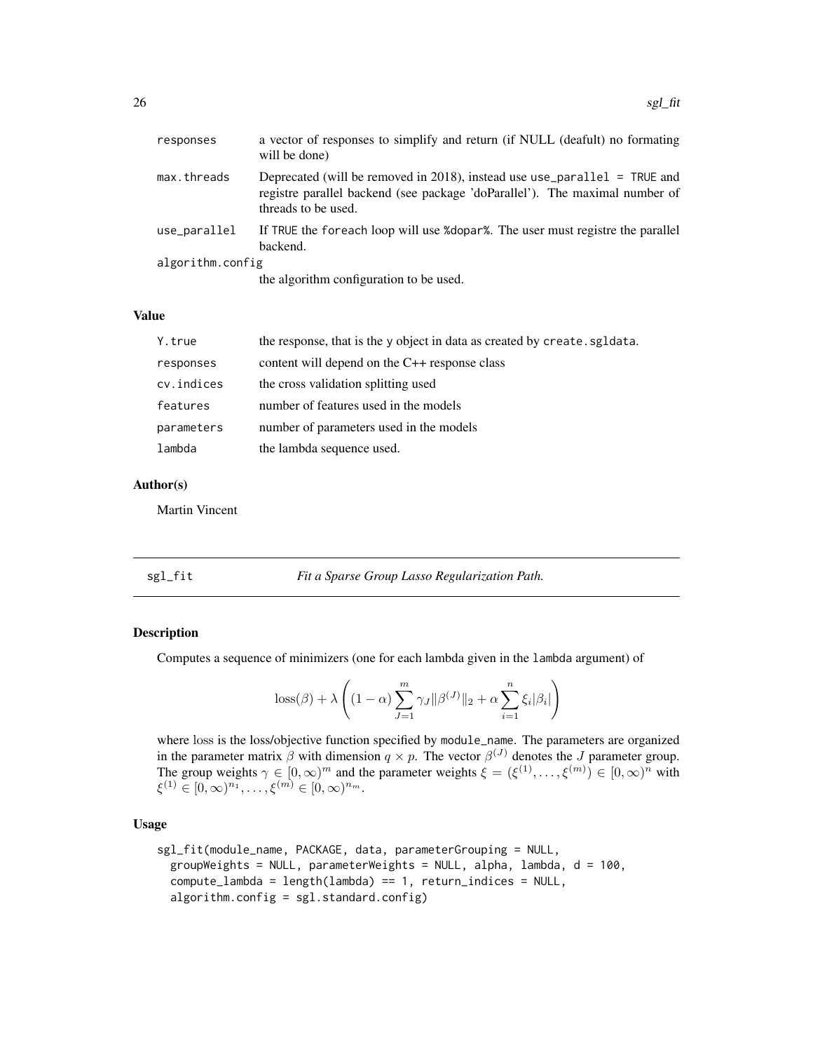| | |
|---|---|
| responses | a vector of responses to simplify and return (if NULL (deafult) no formating will be done) |
| max.threads | Deprecated (will be removed in 2018), instead use `use_parallel = TRUE` and registre parallel backend (see package 'doParallel'). The maximal number of threads to be used. |
| use_parallel | If `TRUE` the `foreach` loop will use `%dopar%`. The user must registre the parallel backend. |
| algorithm.config | the algorithm configuration to be used. |

### Value

| | |
|---|---|
| Y.true | the response, that is the `y` object in data as created by `create.sgldata`. |
| responses | content will depend on the C++ response class |
| cv.indices | the cross validation splitting used |
| features | number of features used in the models |
| parameters | number of parameters used in the models |
| lambda | the lambda sequence used. |

### Author(s)

Martin Vincent

## sgl_fit — *Fit a Sparse Group Lasso Regularization Path.*

### Description

Computes a sequence of minimizers (one for each lambda given in the `lambda` argument) of

$$\text{loss}(\beta) + \lambda \left( (1-\alpha) \sum_{J=1}^{m} \gamma_J \|\beta^{(J)}\|_2 + \alpha \sum_{i=1}^{n} \xi_i |\beta_i| \right)$$

where $\text{loss}$ is the loss/objective function specified by `module_name`. The parameters are organized in the parameter matrix $\beta$ with dimension $q \times p$. The vector $\beta^{(J)}$ denotes the $J$ parameter group. The group weights $\gamma \in [0, \infty)^m$ and the parameter weights $\xi = (\xi^{(1)}, \ldots, \xi^{(m)}) \in [0, \infty)^n$ with $\xi^{(1)} \in [0, \infty)^{n_1}, \ldots, \xi^{(m)} \in [0, \infty)^{n_m}$.

### Usage

```
sgl_fit(module_name, PACKAGE, data, parameterGrouping = NULL,
  groupWeights = NULL, parameterWeights = NULL, alpha, lambda, d = 100,
  compute_lambda = length(lambda) == 1, return_indices = NULL,
  algorithm.config = sgl.standard.config)
```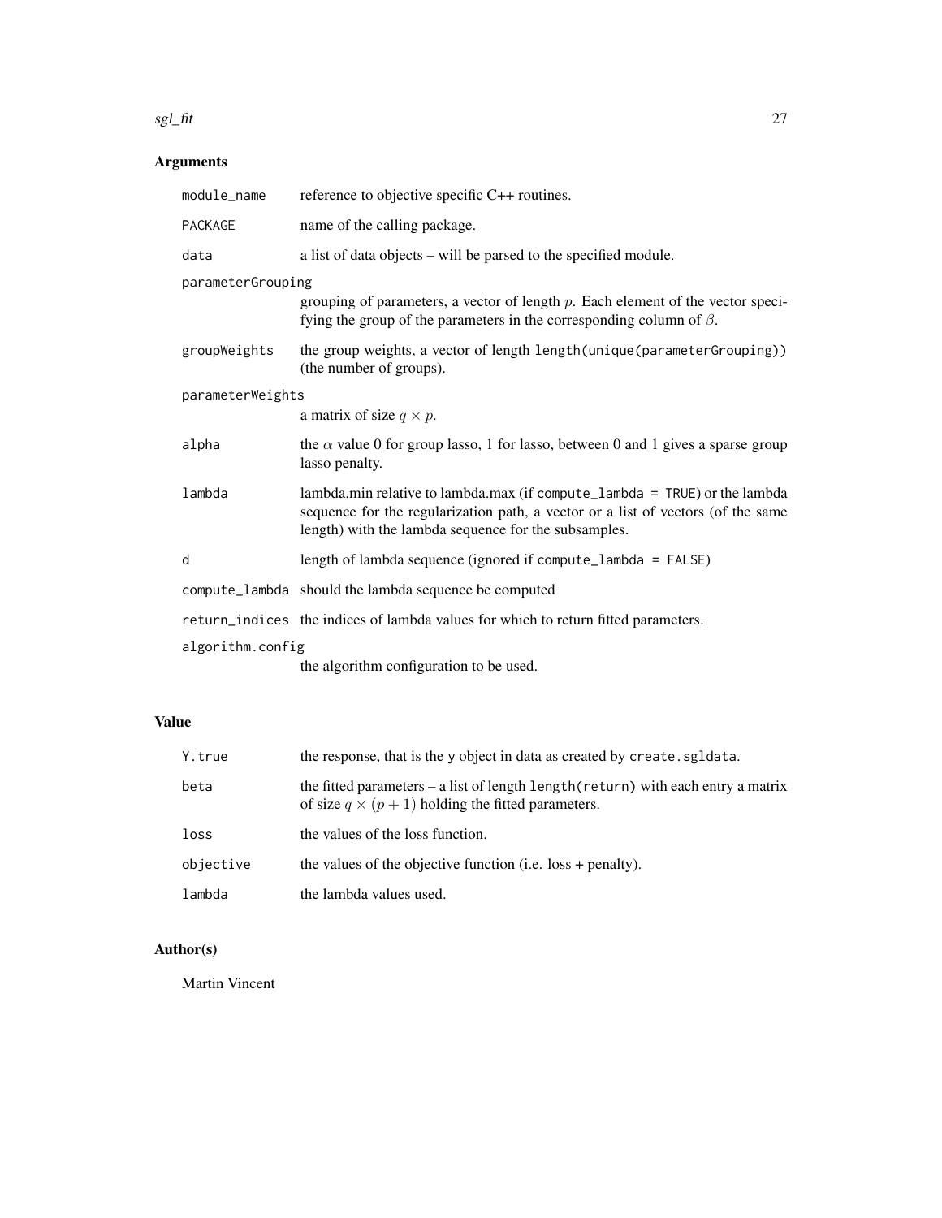## Arguments

| | |
|---|---|
| `module_name` | reference to objective specific C++ routines. |
| `PACKAGE` | name of the calling package. |
| `data` | a list of data objects – will be parsed to the specified module. |
| `parameterGrouping` | grouping of parameters, a vector of length $p$. Each element of the vector specifying the group of the parameters in the corresponding column of $\beta$. |
| `groupWeights` | the group weights, a vector of length `length(unique(parameterGrouping))` (the number of groups). |
| `parameterWeights` | a matrix of size $q \times p$. |
| `alpha` | the $\alpha$ value 0 for group lasso, 1 for lasso, between 0 and 1 gives a sparse group lasso penalty. |
| `lambda` | lambda.min relative to lambda.max (if `compute_lambda = TRUE`) or the lambda sequence for the regularization path, a vector or a list of vectors (of the same length) with the lambda sequence for the subsamples. |
| `d` | length of lambda sequence (ignored if `compute_lambda = FALSE`) |
| `compute_lambda` | should the lambda sequence be computed |
| `return_indices` | the indices of lambda values for which to return fitted parameters. |
| `algorithm.config` | the algorithm configuration to be used. |

## Value

| | |
|---|---|
| `Y.true` | the response, that is the `y` object in data as created by `create.sgldata`. |
| `beta` | the fitted parameters – a list of length `length(return)` with each entry a matrix of size $q \times (p + 1)$ holding the fitted parameters. |
| `loss` | the values of the loss function. |
| `objective` | the values of the objective function (i.e. loss + penalty). |
| `lambda` | the lambda values used. |

## Author(s)

Martin Vincent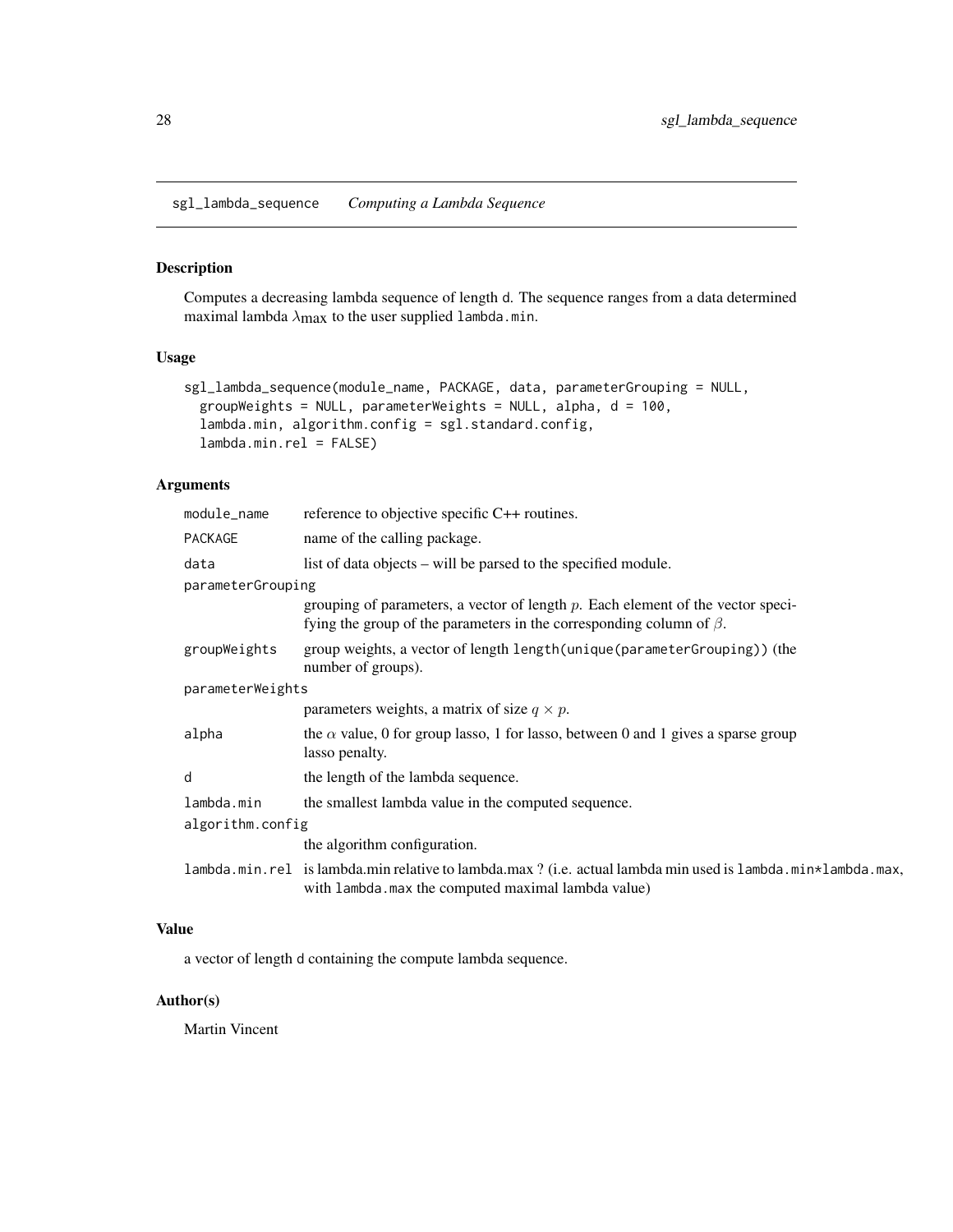sgl_lambda_sequence *Computing a Lambda Sequence*

### Description

Computes a decreasing lambda sequence of length d. The sequence ranges from a data determined maximal lambda $\lambda_{\text{max}}$ to the user supplied lambda.min.

### Usage

```
sgl_lambda_sequence(module_name, PACKAGE, data, parameterGrouping = NULL,
  groupWeights = NULL, parameterWeights = NULL, alpha, d = 100,
  lambda.min, algorithm.config = sgl.standard.config,
  lambda.min.rel = FALSE)
```

### Arguments

| | |
|---|---|
| module_name | reference to objective specific C++ routines. |
| PACKAGE | name of the calling package. |
| data | list of data objects – will be parsed to the specified module. |
| parameterGrouping | grouping of parameters, a vector of length $p$. Each element of the vector specifying the group of the parameters in the corresponding column of $\beta$. |
| groupWeights | group weights, a vector of length length(unique(parameterGrouping)) (the number of groups). |
| parameterWeights | parameters weights, a matrix of size $q \times p$. |
| alpha | the $\alpha$ value, 0 for group lasso, 1 for lasso, between 0 and 1 gives a sparse group lasso penalty. |
| d | the length of the lambda sequence. |
| lambda.min | the smallest lambda value in the computed sequence. |
| algorithm.config | the algorithm configuration. |
| lambda.min.rel | is lambda.min relative to lambda.max ? (i.e. actual lambda min used is lambda.min*lambda.max, with lambda.max the computed maximal lambda value) |

### Value

a vector of length d containing the compute lambda sequence.

### Author(s)

Martin Vincent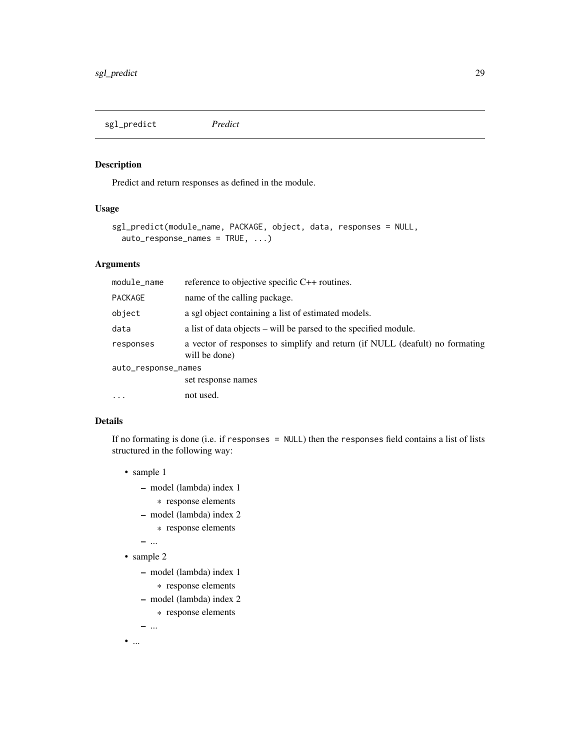## sgl_predict *Predict*

### Description

Predict and return responses as defined in the module.

### Usage

```
sgl_predict(module_name, PACKAGE, object, data, responses = NULL,
  auto_response_names = TRUE, ...)
```

### Arguments

| | |
|---|---|
| module_name | reference to objective specific C++ routines. |
| PACKAGE | name of the calling package. |
| object | a sgl object containing a list of estimated models. |
| data | a list of data objects – will be parsed to the specified module. |
| responses | a vector of responses to simplify and return (if NULL (deafult) no formating will be done) |
| auto_response_names | set response names |
| ... | not used. |

### Details

If no formating is done (i.e. if `responses = NULL`) then the `responses` field contains a list of lists structured in the following way:

- sample 1
  - model (lambda) index 1
    - response elements
  - model (lambda) index 2
    - response elements
  - ...
- sample 2
  - model (lambda) index 1
    - response elements
  - model (lambda) index 2
    - response elements
  - ...
- ...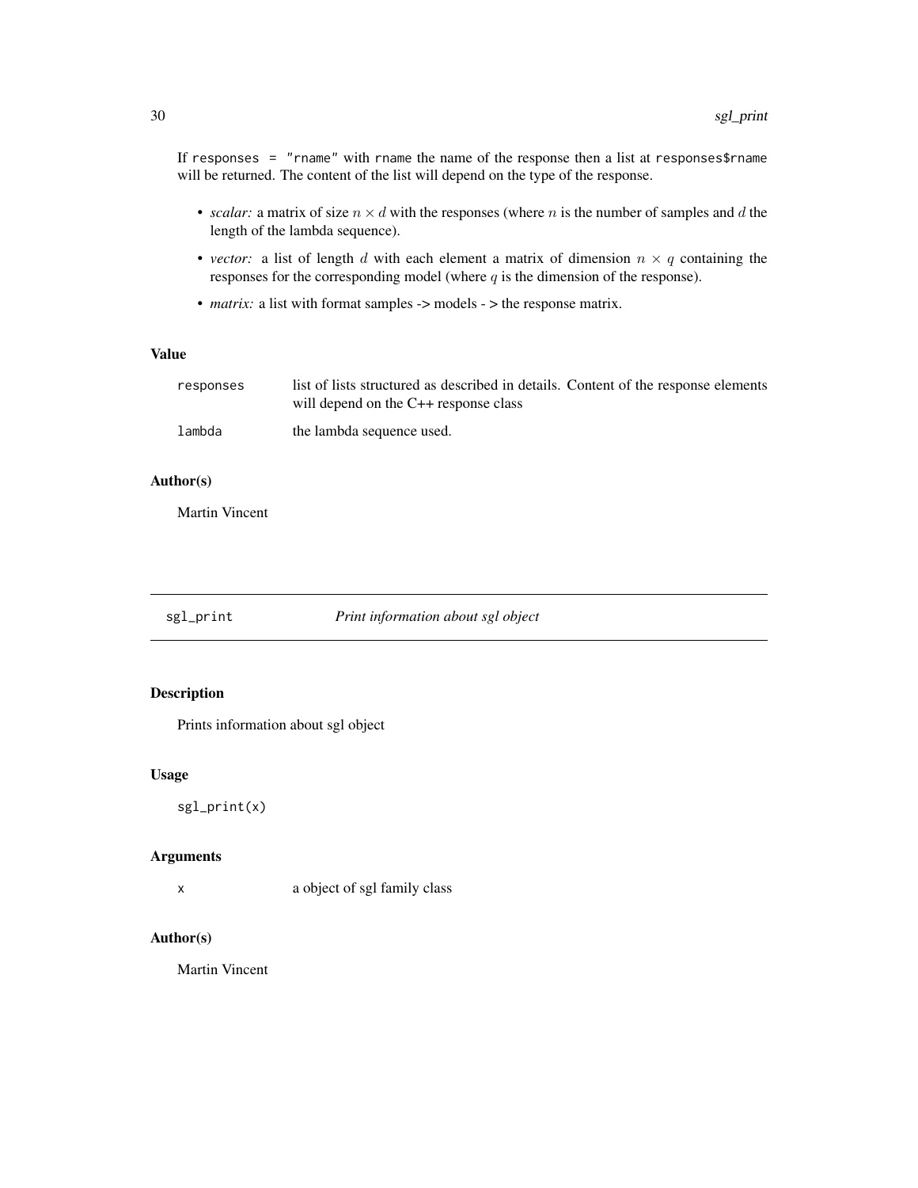If `responses = "rname"` with `rname` the name of the response then a list at `responses$rname` will be returned. The content of the list will depend on the type of the response.

- *scalar:* a matrix of size $n \times d$ with the responses (where $n$ is the number of samples and $d$ the length of the lambda sequence).
- *vector:* a list of length $d$ with each element a matrix of dimension $n \times q$ containing the responses for the corresponding model (where $q$ is the dimension of the response).
- *matrix:* a list with format samples -> models - > the response matrix.

### Value

| | |
|---|---|
| `responses` | list of lists structured as described in details. Content of the response elements will depend on the C++ response class |
| `lambda` | the lambda sequence used. |

### Author(s)

Martin Vincent

---

## sgl_print — *Print information about sgl object*

---

### Description

Prints information about sgl object

### Usage

```
sgl_print(x)
```

### Arguments

| | |
|---|---|
| `x` | a object of sgl family class |

### Author(s)

Martin Vincent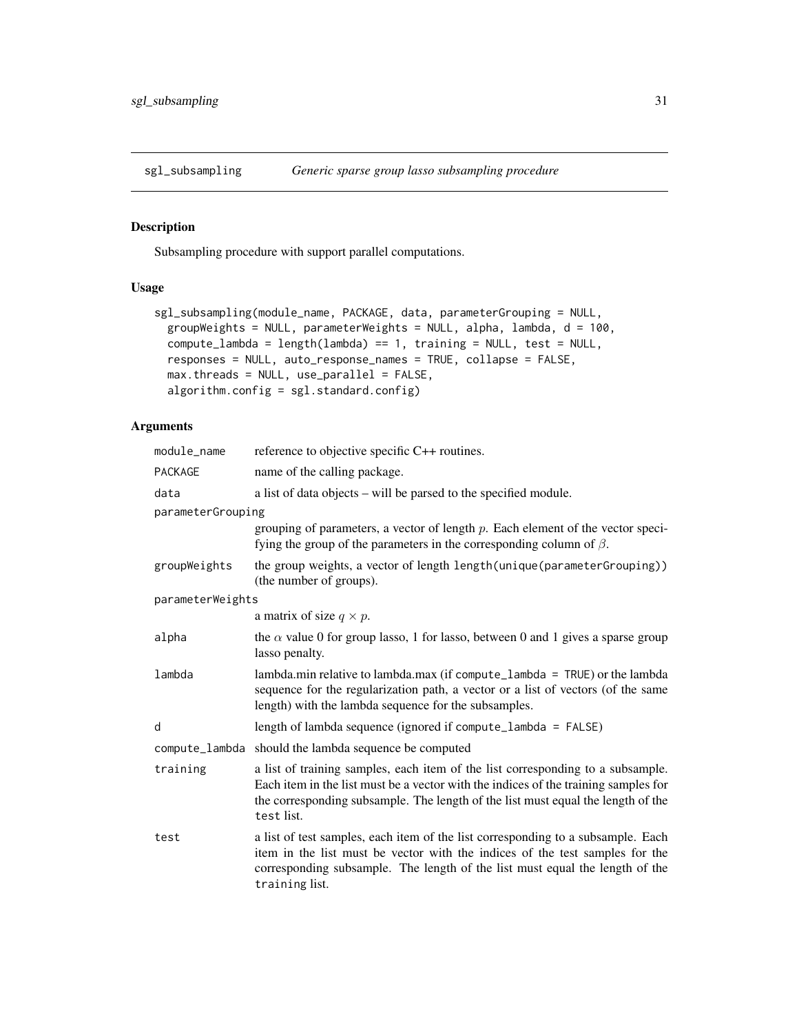## sgl_subsampling *Generic sparse group lasso subsampling procedure*

### Description

Subsampling procedure with support parallel computations.

### Usage

```
sgl_subsampling(module_name, PACKAGE, data, parameterGrouping = NULL,
  groupWeights = NULL, parameterWeights = NULL, alpha, lambda, d = 100,
  compute_lambda = length(lambda) == 1, training = NULL, test = NULL,
  responses = NULL, auto_response_names = TRUE, collapse = FALSE,
  max.threads = NULL, use_parallel = FALSE,
  algorithm.config = sgl.standard.config)
```

### Arguments

| | |
|---|---|
| `module_name` | reference to objective specific C++ routines. |
| `PACKAGE` | name of the calling package. |
| `data` | a list of data objects – will be parsed to the specified module. |
| `parameterGrouping` | grouping of parameters, a vector of length $p$. Each element of the vector specifying the group of the parameters in the corresponding column of $\beta$. |
| `groupWeights` | the group weights, a vector of length `length(unique(parameterGrouping))` (the number of groups). |
| `parameterWeights` | a matrix of size $q \times p$. |
| `alpha` | the $\alpha$ value 0 for group lasso, 1 for lasso, between 0 and 1 gives a sparse group lasso penalty. |
| `lambda` | lambda.min relative to lambda.max (if `compute_lambda = TRUE`) or the lambda sequence for the regularization path, a vector or a list of vectors (of the same length) with the lambda sequence for the subsamples. |
| `d` | length of lambda sequence (ignored if `compute_lambda = FALSE`) |
| `compute_lambda` | should the lambda sequence be computed |
| `training` | a list of training samples, each item of the list corresponding to a subsample. Each item in the list must be a vector with the indices of the training samples for the corresponding subsample. The length of the list must equal the length of the `test` list. |
| `test` | a list of test samples, each item of the list corresponding to a subsample. Each item in the list must be vector with the indices of the test samples for the corresponding subsample. The length of the list must equal the length of the `training` list. |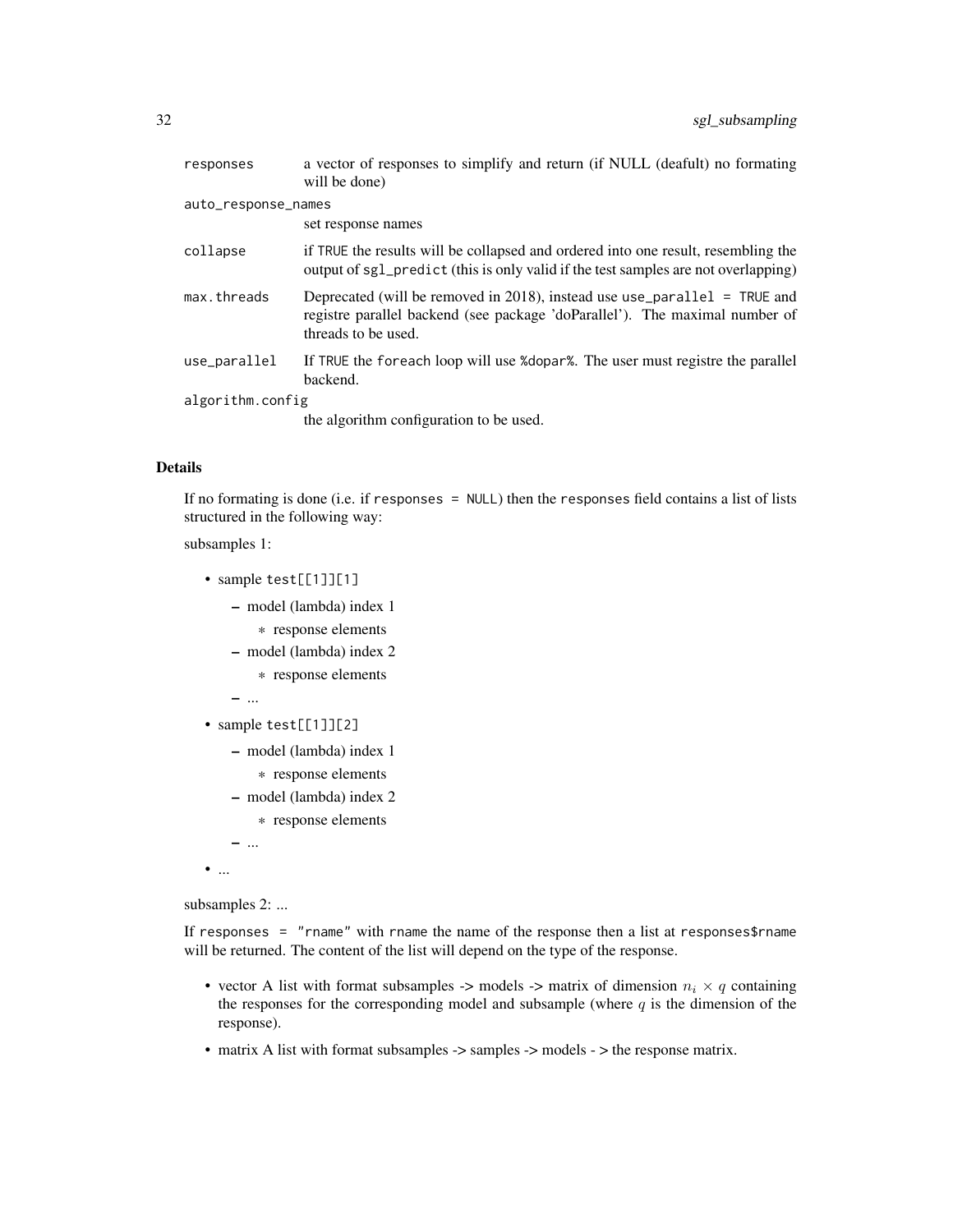| | |
|---|---|
| `responses` | a vector of responses to simplify and return (if NULL (deafult) no formating will be done) |
| `auto_response_names` | set response names |
| `collapse` | if `TRUE` the results will be collapsed and ordered into one result, resembling the output of `sgl_predict` (this is only valid if the test samples are not overlapping) |
| `max.threads` | Deprecated (will be removed in 2018), instead use `use_parallel = TRUE` and registre parallel backend (see package 'doParallel'). The maximal number of threads to be used. |
| `use_parallel` | If `TRUE` the `foreach` loop will use `%dopar%`. The user must registre the parallel backend. |
| `algorithm.config` | the algorithm configuration to be used. |

## Details

If no formating is done (i.e. if `responses = NULL`) then the `responses` field contains a list of lists structured in the following way:

subsamples 1:

- sample `test[[1]][1]`
  - model (lambda) index 1
    - response elements
  - model (lambda) index 2
    - response elements
  - ...
- sample `test[[1]][2]`
  - model (lambda) index 1
    - response elements
  - model (lambda) index 2
    - response elements
  - ...
- ...

subsamples 2: ...

If `responses = "rname"` with `rname` the name of the response then a list at `responses$rname` will be returned. The content of the list will depend on the type of the response.

- vector A list with format subsamples -> models -> matrix of dimension $n_i \times q$ containing the responses for the corresponding model and subsample (where $q$ is the dimension of the response).
- matrix A list with format subsamples -> samples -> models - > the response matrix.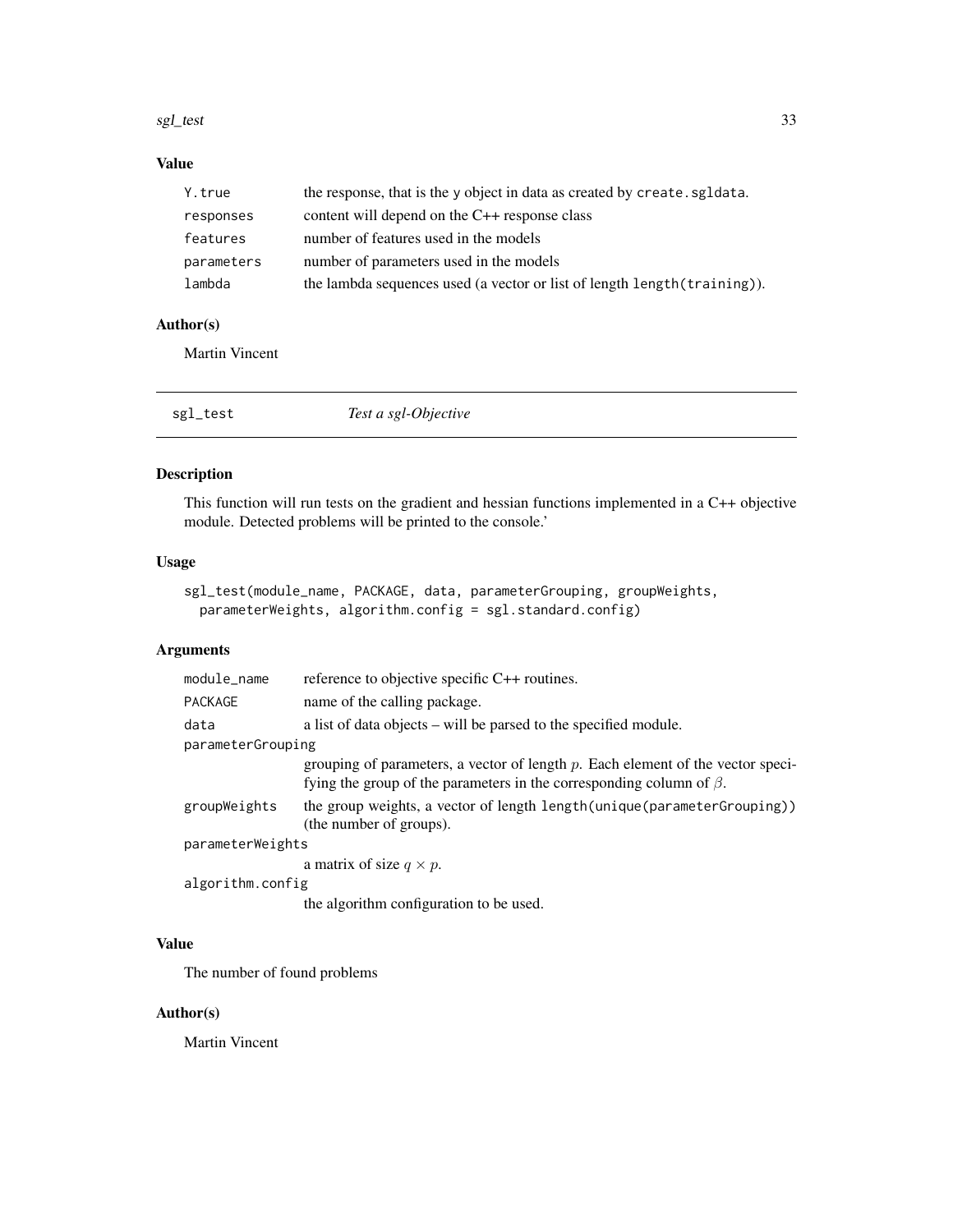## Value

| | |
|---|---|
| `Y.true` | the response, that is the `y` object in data as created by `create.sgldata`. |
| `responses` | content will depend on the C++ response class |
| `features` | number of features used in the models |
| `parameters` | number of parameters used in the models |
| `lambda` | the lambda sequences used (a vector or list of length `length(training)`). |

## Author(s)

Martin Vincent

---

# sgl_test — *Test a sgl-Objective*

## Description

This function will run tests on the gradient and hessian functions implemented in a C++ objective module. Detected problems will be printed to the console.'

## Usage

```
sgl_test(module_name, PACKAGE, data, parameterGrouping, groupWeights,
  parameterWeights, algorithm.config = sgl.standard.config)
```

## Arguments

| | |
|---|---|
| `module_name` | reference to objective specific C++ routines. |
| `PACKAGE` | name of the calling package. |
| `data` | a list of data objects – will be parsed to the specified module. |
| `parameterGrouping` | grouping of parameters, a vector of length $p$. Each element of the vector specifying the group of the parameters in the corresponding column of $\beta$. |
| `groupWeights` | the group weights, a vector of length `length(unique(parameterGrouping))` (the number of groups). |
| `parameterWeights` | a matrix of size $q \times p$. |
| `algorithm.config` | the algorithm configuration to be used. |

## Value

The number of found problems

## Author(s)

Martin Vincent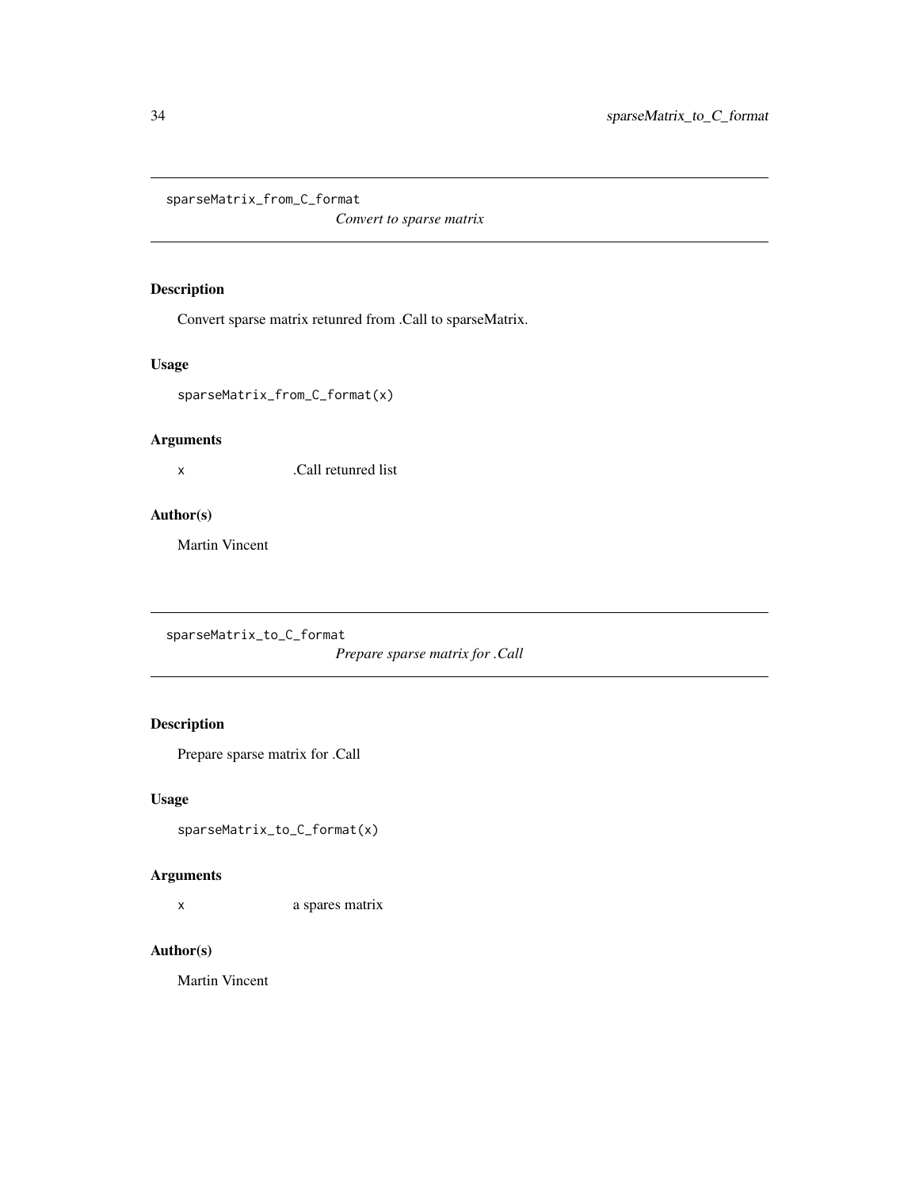## sparseMatrix_from_C_format

*Convert to sparse matrix*

### Description

Convert sparse matrix retunred from .Call to sparseMatrix.

### Usage

```
sparseMatrix_from_C_format(x)
```

### Arguments

| | |
|---|---|
| `x` | .Call retunred list |

### Author(s)

Martin Vincent

## sparseMatrix_to_C_format

*Prepare sparse matrix for .Call*

### Description

Prepare sparse matrix for .Call

### Usage

```
sparseMatrix_to_C_format(x)
```

### Arguments

| | |
|---|---|
| `x` | a spares matrix |

### Author(s)

Martin Vincent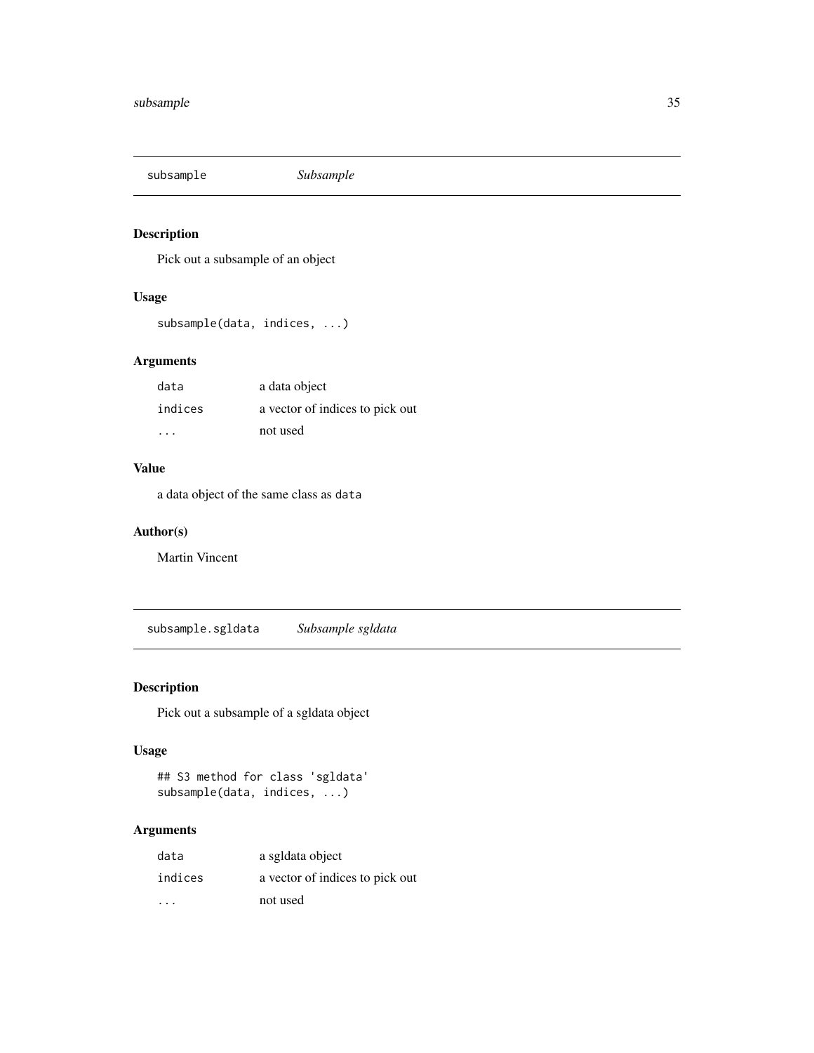## subsample *Subsample*

### Description

Pick out a subsample of an object

### Usage

```
subsample(data, indices, ...)
```

### Arguments

| | |
|---|---|
| `data` | a data object |
| `indices` | a vector of indices to pick out |
| `...` | not used |

### Value

a data object of the same class as `data`

### Author(s)

Martin Vincent

## subsample.sgldata *Subsample sgldata*

### Description

Pick out a subsample of a sgldata object

### Usage

```
## S3 method for class 'sgldata'
subsample(data, indices, ...)
```

### Arguments

| | |
|---|---|
| `data` | a sgldata object |
| `indices` | a vector of indices to pick out |
| `...` | not used |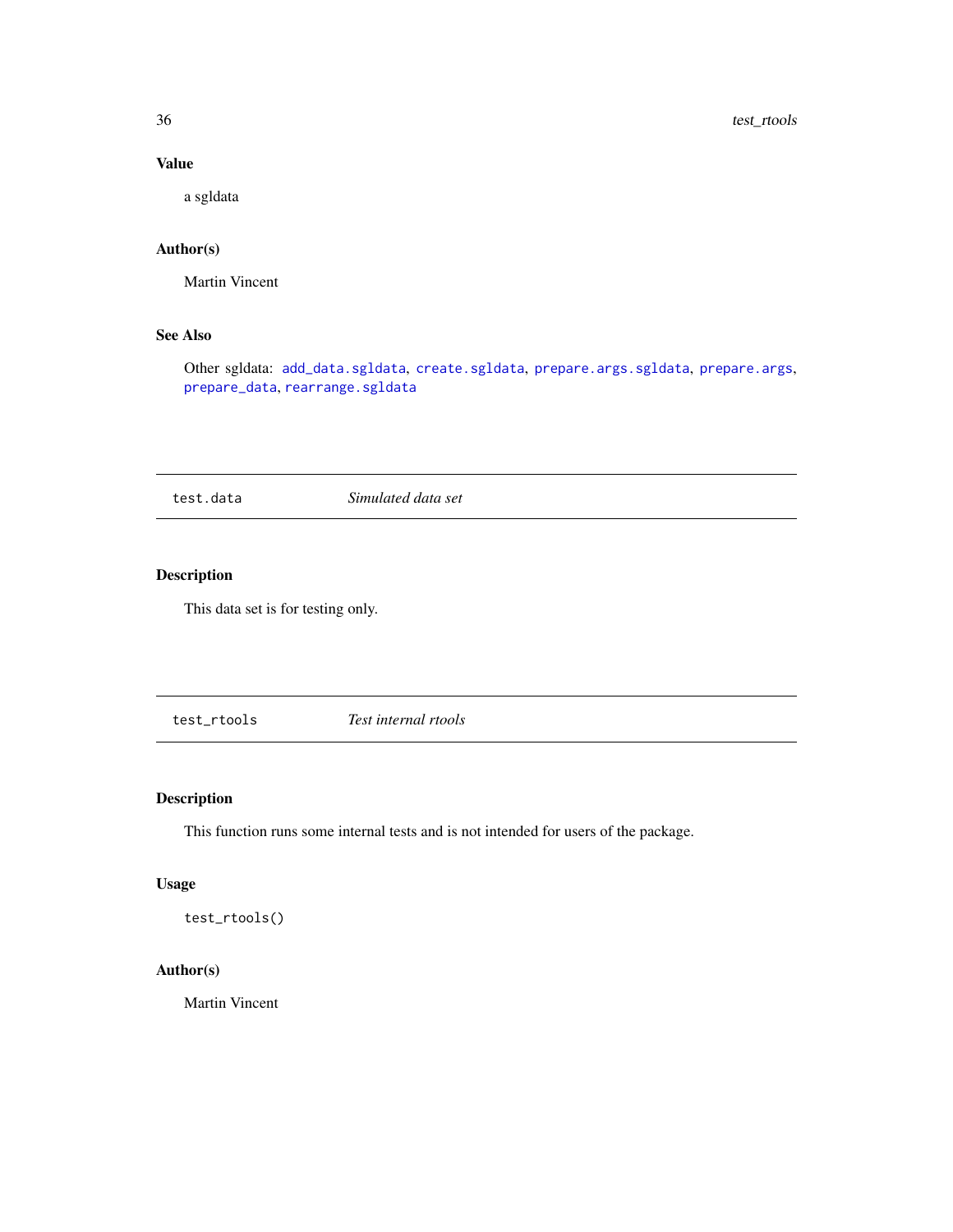### Value

a sgldata

### Author(s)

Martin Vincent

### See Also

Other sgldata: `add_data.sgldata`, `create.sgldata`, `prepare.args.sgldata`, `prepare.args`, `prepare_data`, `rearrange.sgldata`

---

## test.data — *Simulated data set*

---

### Description

This data set is for testing only.

---

## test_rtools — *Test internal rtools*

---

### Description

This function runs some internal tests and is not intended for users of the package.

### Usage

```
test_rtools()
```

### Author(s)

Martin Vincent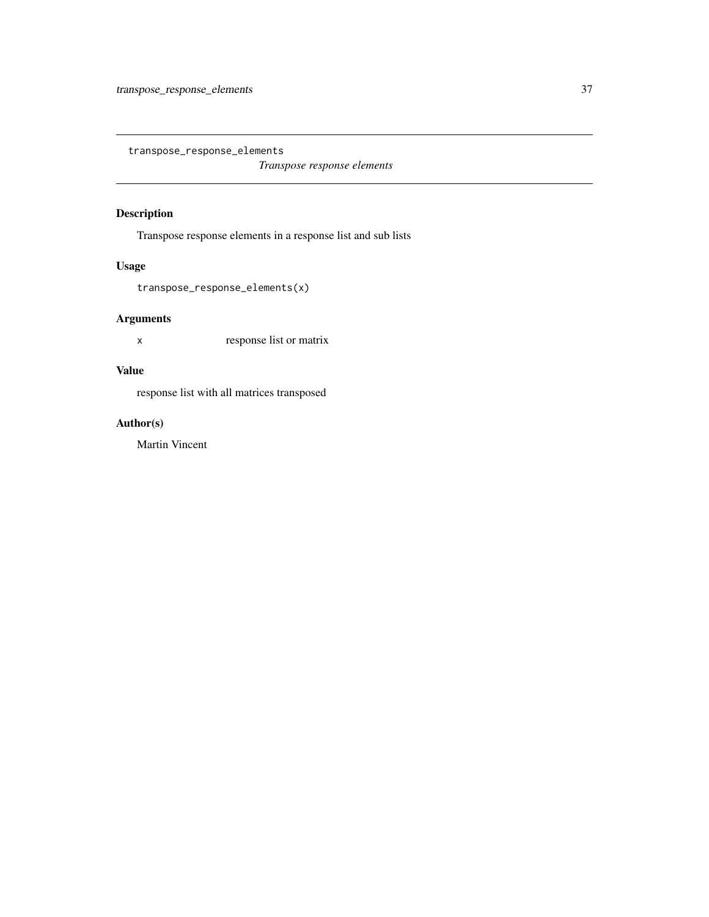# transpose_response_elements

*Transpose response elements*

## Description

Transpose response elements in a response list and sub lists

## Usage

```
transpose_response_elements(x)
```

## Arguments

| | |
|---|---|
| x | response list or matrix |

## Value

response list with all matrices transposed

## Author(s)

Martin Vincent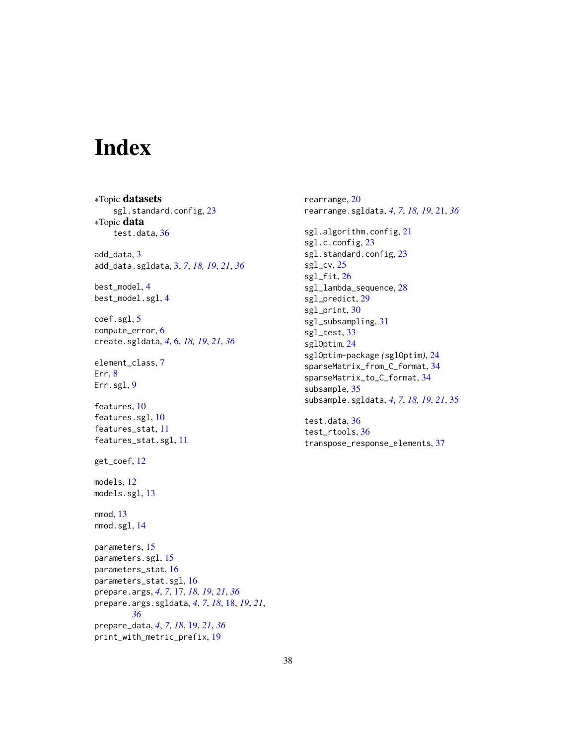# Index

∗Topic **datasets**
  sgl.standard.config, 23
∗Topic **data**
  test.data, 36

add_data, 3
add_data.sgldata, 3, *7*, *18, 19*, *21*, *36*

best_model, 4
best_model.sgl, 4

coef.sgl, 5
compute_error, 6
create.sgldata, *4*, 6, *18, 19*, *21*, *36*

element_class, 7
Err, 8
Err.sgl, 9

features, 10
features.sgl, 10
features_stat, 11
features_stat.sgl, 11

get_coef, 12

models, 12
models.sgl, 13

nmod, 13
nmod.sgl, 14

parameters, 15
parameters.sgl, 15
parameters_stat, 16
parameters_stat.sgl, 16
prepare.args, *4*, *7*, 17, *18, 19*, *21*, *36*
prepare.args.sgldata, *4*, *7*, *18*, 18, *19*, *21*, *36*
prepare_data, *4*, *7*, *18*, 19, *21*, *36*
print_with_metric_prefix, 19

rearrange, 20
rearrange.sgldata, *4*, *7*, *18, 19*, 21, *36*

sgl.algorithm.config, 21
sgl.c.config, 23
sgl.standard.config, 23
sgl_cv, 25
sgl_fit, 26
sgl_lambda_sequence, 28
sgl_predict, 29
sgl_print, 30
sgl_subsampling, 31
sgl_test, 33
sglOptim, 24
sglOptim-package *(*sglOptim*)*, 24
sparseMatrix_from_C_format, 34
sparseMatrix_to_C_format, 34
subsample, 35
subsample.sgldata, *4*, *7*, *18, 19*, *21*, 35

test.data, 36
test_rtools, 36
transpose_response_elements, 37